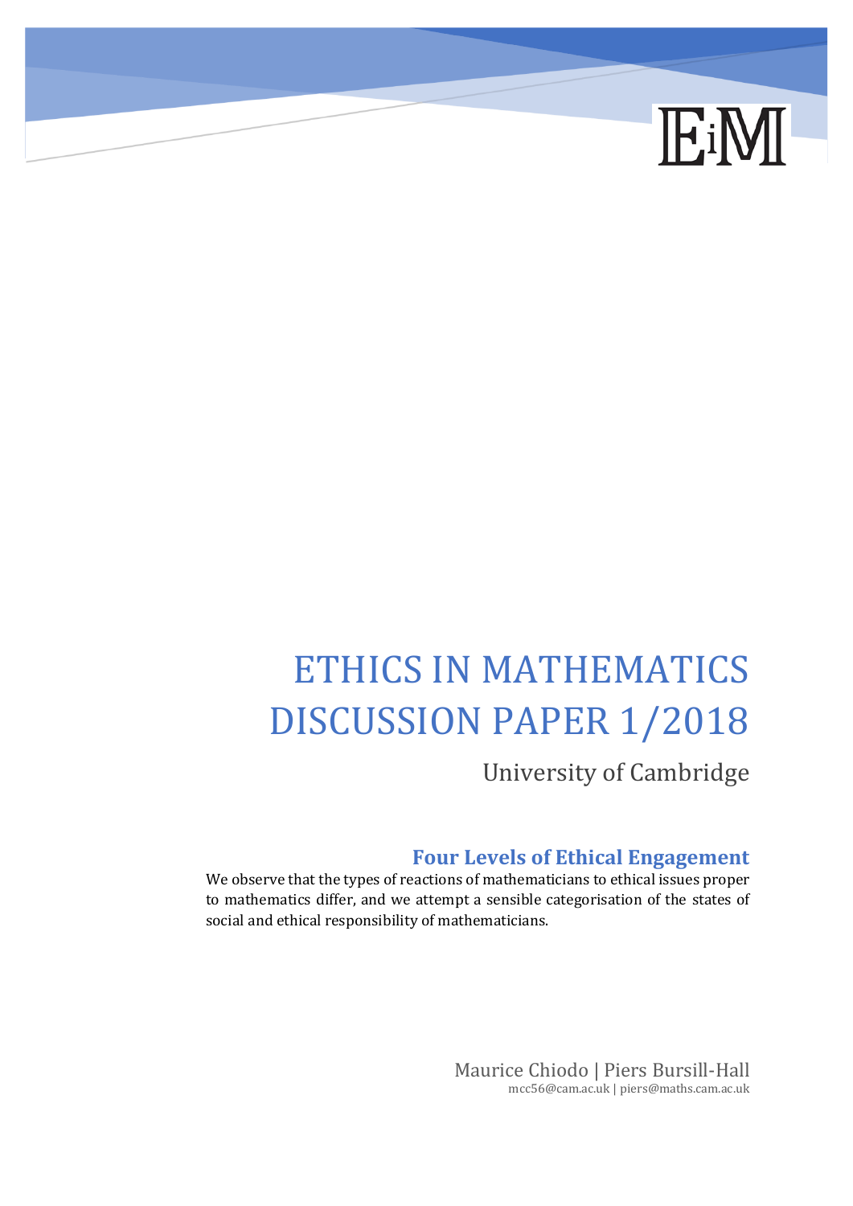EiM

# ETHICS IN MATHEMATICS DISCUSSION PAPER 1/2018

University of Cambridge

## Four Levels of Ethical Engagement

We observe that the types of reactions of mathematicians to ethical issues proper to mathematics differ, and we attempt a sensible categorisation of the states of social and ethical responsibility of mathematicians.

Maurice Chiodo | Piers Bursill-Hall
mcc56@cam.ac.uk | piers@maths.cam.ac.uk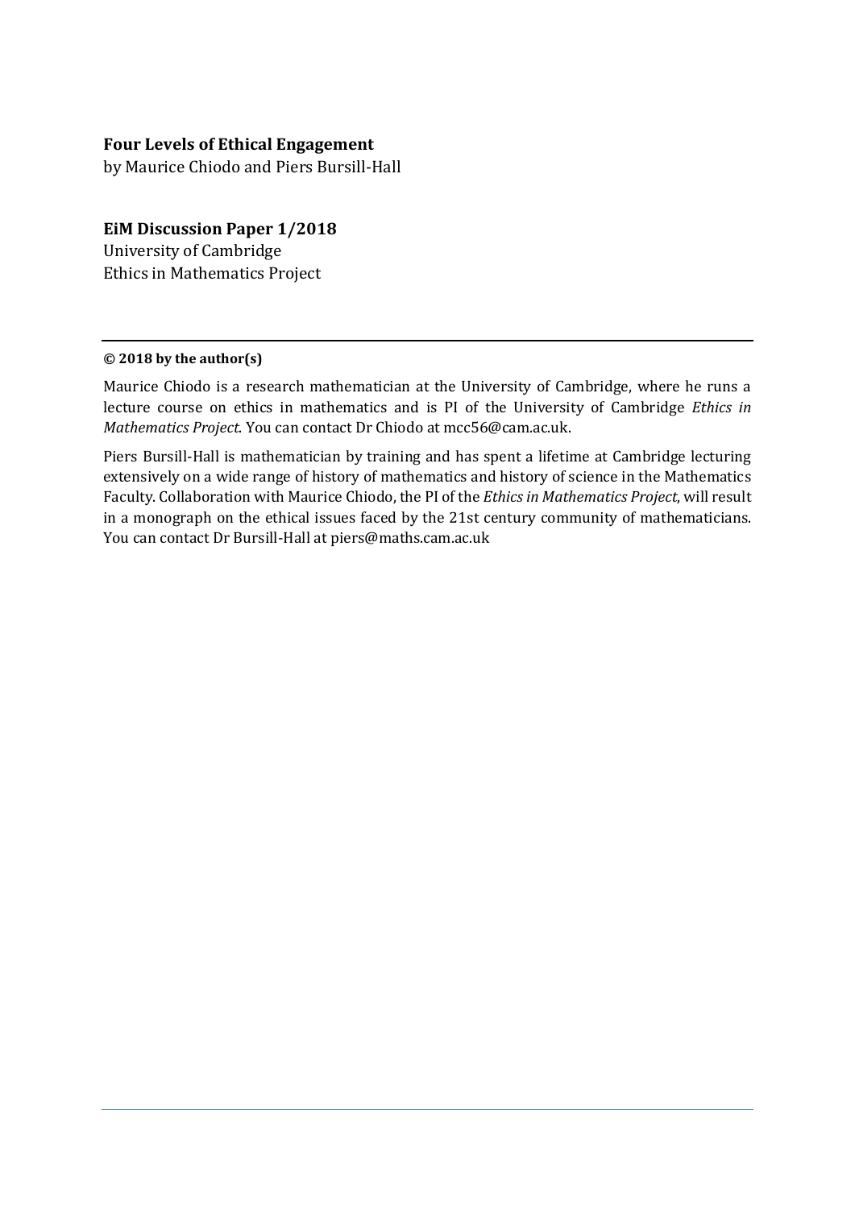**Four Levels of Ethical Engagement**
by Maurice Chiodo and Piers Bursill-Hall

**EiM Discussion Paper 1/2018**
University of Cambridge
Ethics in Mathematics Project

---

**© 2018 by the author(s)**

Maurice Chiodo is a research mathematician at the University of Cambridge, where he runs a lecture course on ethics in mathematics and is PI of the University of Cambridge *Ethics in Mathematics Project*. You can contact Dr Chiodo at mcc56@cam.ac.uk.

Piers Bursill-Hall is mathematician by training and has spent a lifetime at Cambridge lecturing extensively on a wide range of history of mathematics and history of science in the Mathematics Faculty. Collaboration with Maurice Chiodo, the PI of the *Ethics in Mathematics Project*, will result in a monograph on the ethical issues faced by the 21st century community of mathematicians. You can contact Dr Bursill-Hall at piers@maths.cam.ac.uk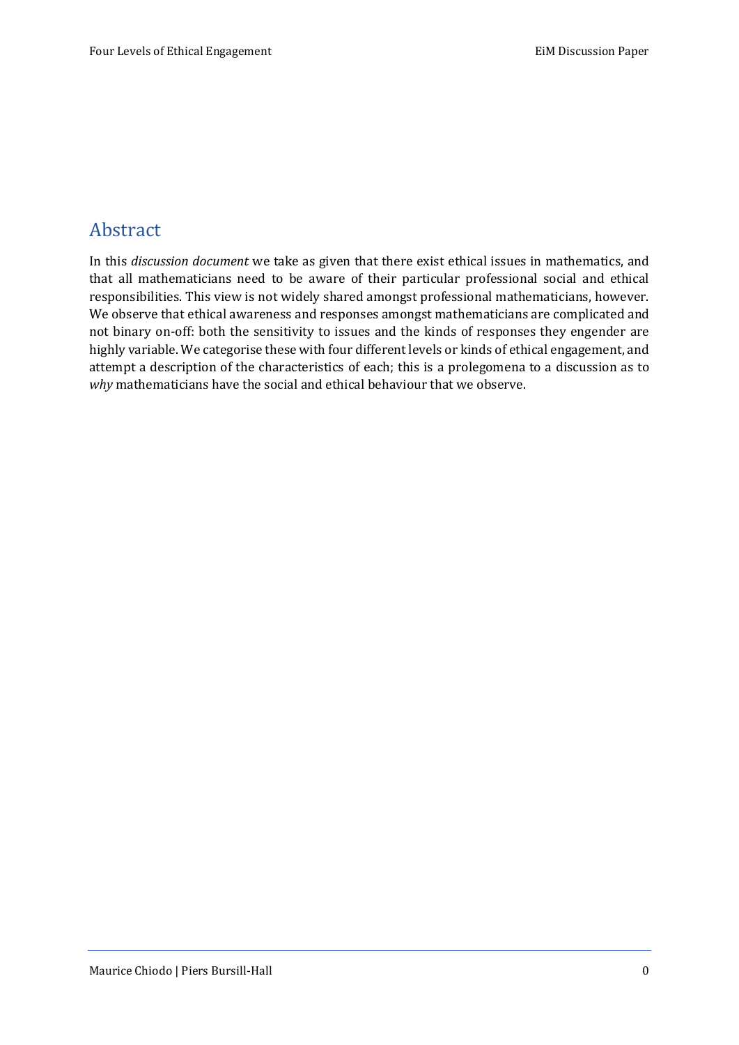## Abstract

In this *discussion document* we take as given that there exist ethical issues in mathematics, and that all mathematicians need to be aware of their particular professional social and ethical responsibilities. This view is not widely shared amongst professional mathematicians, however. We observe that ethical awareness and responses amongst mathematicians are complicated and not binary on-off: both the sensitivity to issues and the kinds of responses they engender are highly variable. We categorise these with four different levels or kinds of ethical engagement, and attempt a description of the characteristics of each; this is a prolegomena to a discussion as to *why* mathematicians have the social and ethical behaviour that we observe.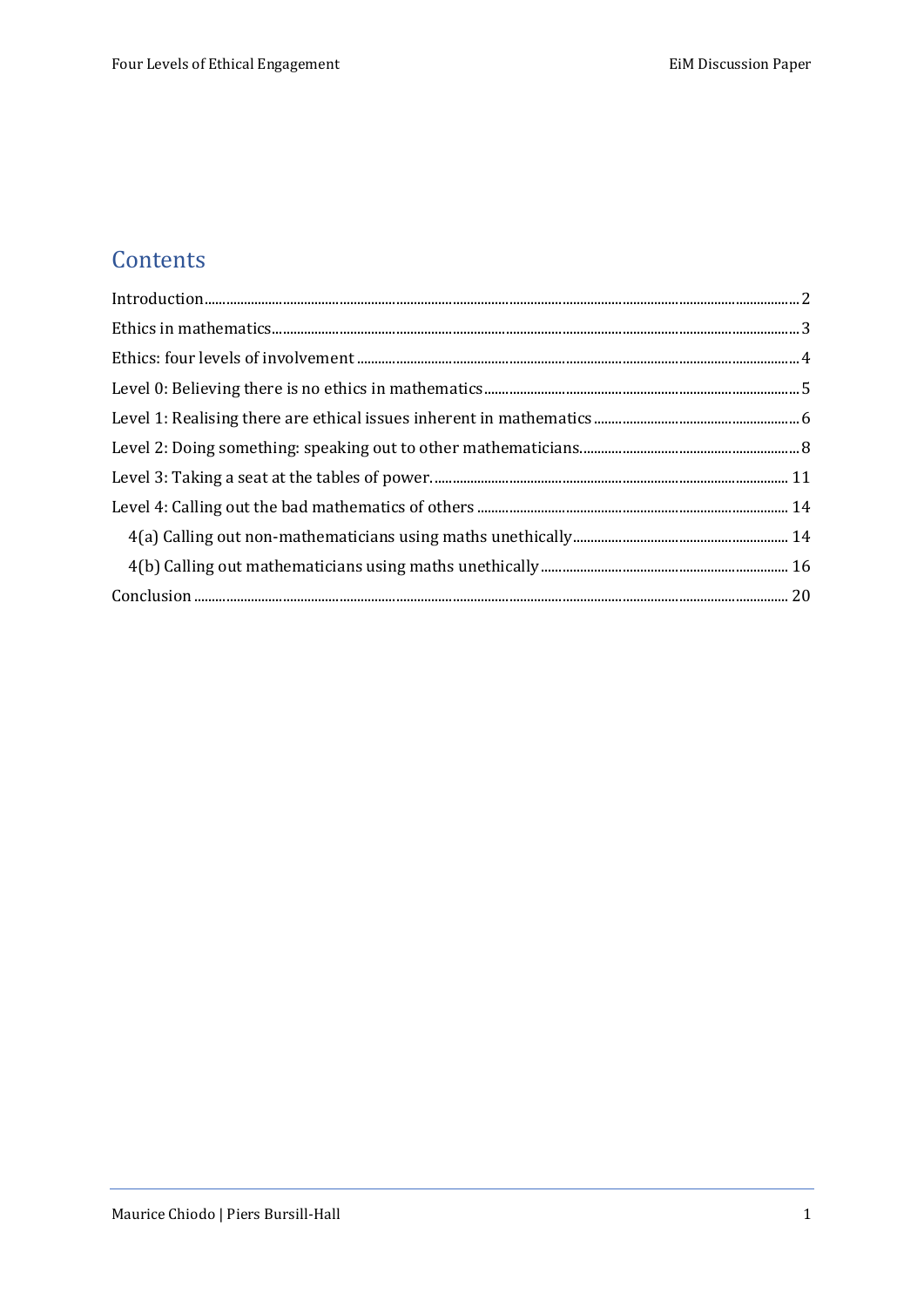# Contents

- Introduction .... 2
- Ethics in mathematics .... 3
- Ethics: four levels of involvement .... 4
- Level 0: Believing there is no ethics in mathematics .... 5
- Level 1: Realising there are ethical issues inherent in mathematics .... 6
- Level 2: Doing something: speaking out to other mathematicians. .... 8
- Level 3: Taking a seat at the tables of power. .... 11
- Level 4: Calling out the bad mathematics of others .... 14
  - 4(a) Calling out non-mathematicians using maths unethically .... 14
  - 4(b) Calling out mathematicians using maths unethically .... 16
- Conclusion .... 20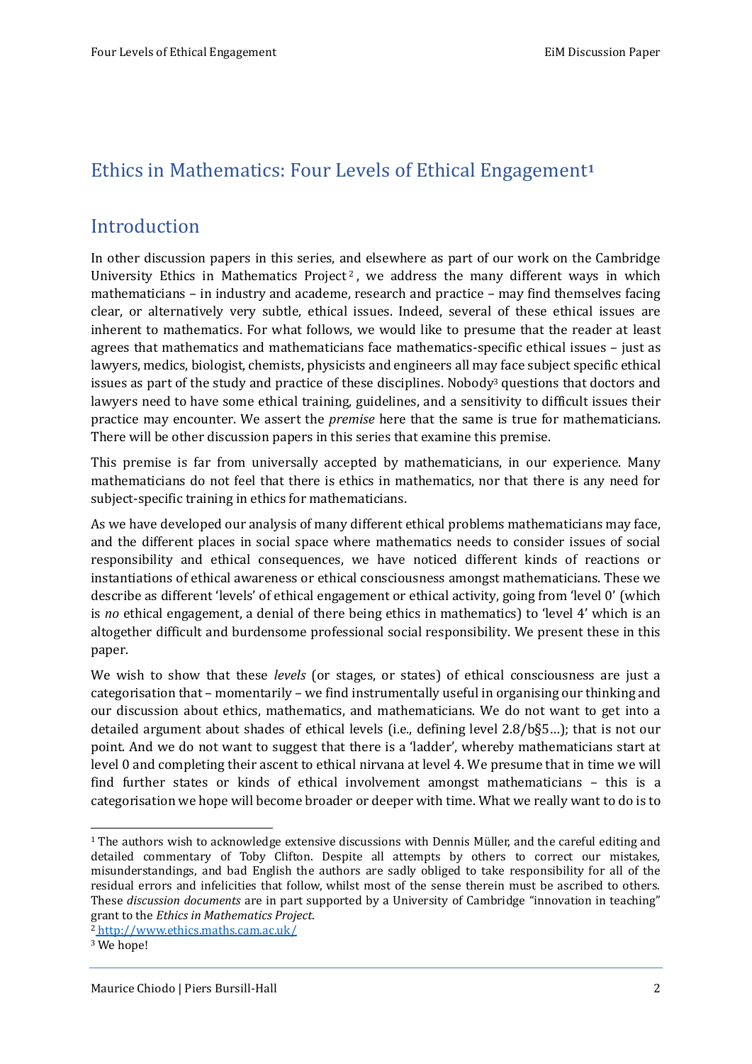# Ethics in Mathematics: Four Levels of Ethical Engagement[1]

## Introduction

In other discussion papers in this series, and elsewhere as part of our work on the Cambridge University Ethics in Mathematics Project[2], we address the many different ways in which mathematicians – in industry and academe, research and practice – may find themselves facing clear, or alternatively very subtle, ethical issues. Indeed, several of these ethical issues are inherent to mathematics. For what follows, we would like to presume that the reader at least agrees that mathematics and mathematicians face mathematics-specific ethical issues – just as lawyers, medics, biologist, chemists, physicists and engineers all may face subject specific ethical issues as part of the study and practice of these disciplines. Nobody[3] questions that doctors and lawyers need to have some ethical training, guidelines, and a sensitivity to difficult issues their practice may encounter. We assert the *premise* here that the same is true for mathematicians. There will be other discussion papers in this series that examine this premise.

This premise is far from universally accepted by mathematicians, in our experience. Many mathematicians do not feel that there is ethics in mathematics, nor that there is any need for subject-specific training in ethics for mathematicians.

As we have developed our analysis of many different ethical problems mathematicians may face, and the different places in social space where mathematics needs to consider issues of social responsibility and ethical consequences, we have noticed different kinds of reactions or instantiations of ethical awareness or ethical consciousness amongst mathematicians. These we describe as different 'levels' of ethical engagement or ethical activity, going from 'level 0' (which is *no* ethical engagement, a denial of there being ethics in mathematics) to 'level 4' which is an altogether difficult and burdensome professional social responsibility. We present these in this paper.

We wish to show that these *levels* (or stages, or states) of ethical consciousness are just a categorisation that – momentarily – we find instrumentally useful in organising our thinking and our discussion about ethics, mathematics, and mathematicians. We do not want to get into a detailed argument about shades of ethical levels (i.e., defining level 2.8/b§5…); that is not our point. And we do not want to suggest that there is a 'ladder', whereby mathematicians start at level 0 and completing their ascent to ethical nirvana at level 4. We presume that in time we will find further states or kinds of ethical involvement amongst mathematicians – this is a categorisation we hope will become broader or deeper with time. What we really want to do is to

---

[1] The authors wish to acknowledge extensive discussions with Dennis Müller, and the careful editing and detailed commentary of Toby Clifton. Despite all attempts by others to correct our mistakes, misunderstandings, and bad English the authors are sadly obliged to take responsibility for all of the residual errors and infelicities that follow, whilst most of the sense therein must be ascribed to others. These *discussion documents* are in part supported by a University of Cambridge "innovation in teaching" grant to the *Ethics in Mathematics Project*.

[2] http://www.ethics.maths.cam.ac.uk/

[3] We hope!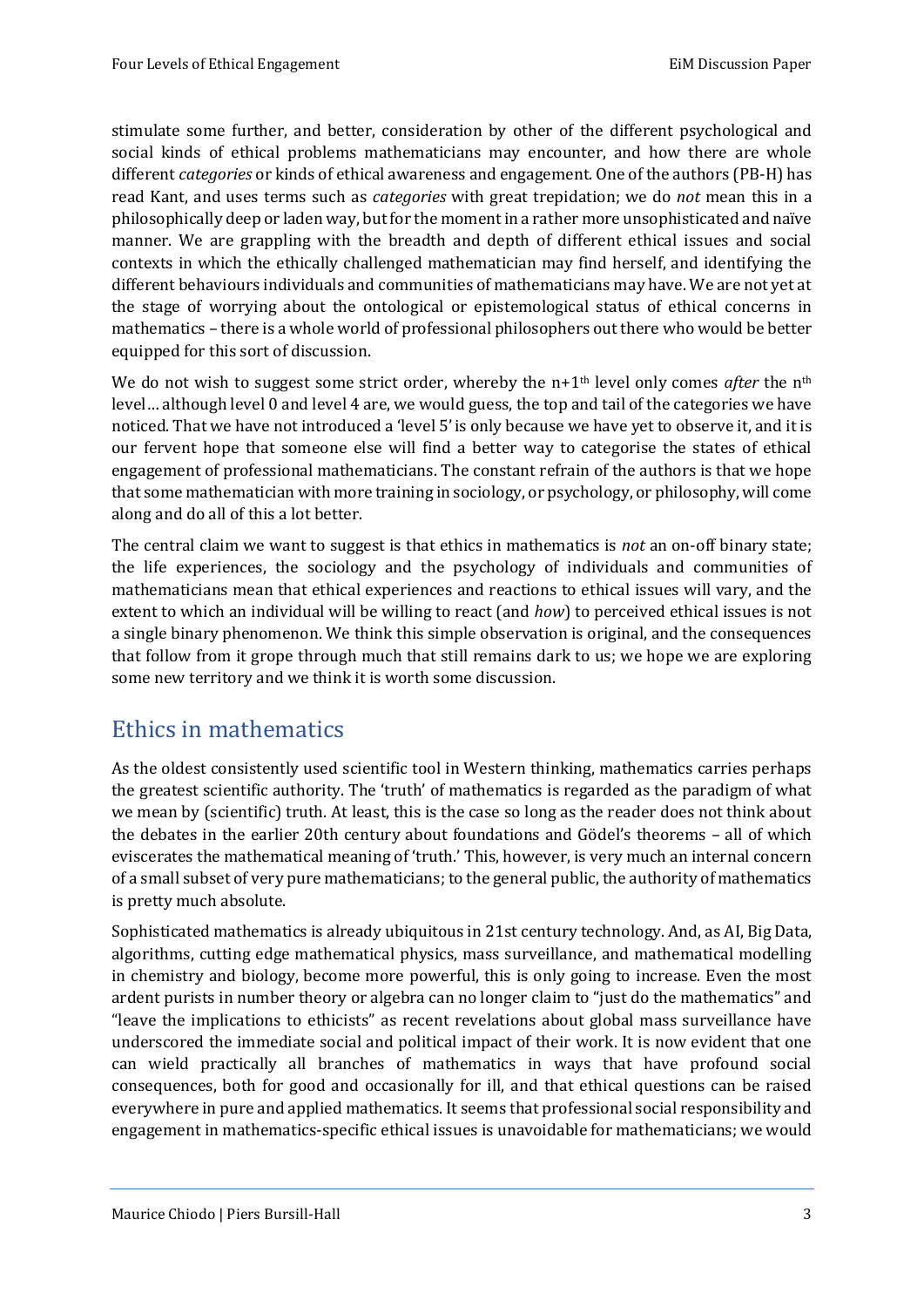stimulate some further, and better, consideration by other of the different psychological and social kinds of ethical problems mathematicians may encounter, and how there are whole different *categories* or kinds of ethical awareness and engagement. One of the authors (PB-H) has read Kant, and uses terms such as *categories* with great trepidation; we do *not* mean this in a philosophically deep or laden way, but for the moment in a rather more unsophisticated and naïve manner. We are grappling with the breadth and depth of different ethical issues and social contexts in which the ethically challenged mathematician may find herself, and identifying the different behaviours individuals and communities of mathematicians may have. We are not yet at the stage of worrying about the ontological or epistemological status of ethical concerns in mathematics – there is a whole world of professional philosophers out there who would be better equipped for this sort of discussion.

We do not wish to suggest some strict order, whereby the n+1$^{th}$ level only comes *after* the n$^{th}$ level… although level 0 and level 4 are, we would guess, the top and tail of the categories we have noticed. That we have not introduced a 'level 5' is only because we have yet to observe it, and it is our fervent hope that someone else will find a better way to categorise the states of ethical engagement of professional mathematicians. The constant refrain of the authors is that we hope that some mathematician with more training in sociology, or psychology, or philosophy, will come along and do all of this a lot better.

The central claim we want to suggest is that ethics in mathematics is *not* an on-off binary state; the life experiences, the sociology and the psychology of individuals and communities of mathematicians mean that ethical experiences and reactions to ethical issues will vary, and the extent to which an individual will be willing to react (and *how*) to perceived ethical issues is not a single binary phenomenon. We think this simple observation is original, and the consequences that follow from it grope through much that still remains dark to us; we hope we are exploring some new territory and we think it is worth some discussion.

## Ethics in mathematics

As the oldest consistently used scientific tool in Western thinking, mathematics carries perhaps the greatest scientific authority. The 'truth' of mathematics is regarded as the paradigm of what we mean by (scientific) truth. At least, this is the case so long as the reader does not think about the debates in the earlier 20th century about foundations and Gödel's theorems – all of which eviscerates the mathematical meaning of 'truth.' This, however, is very much an internal concern of a small subset of very pure mathematicians; to the general public, the authority of mathematics is pretty much absolute.

Sophisticated mathematics is already ubiquitous in 21st century technology. And, as AI, Big Data, algorithms, cutting edge mathematical physics, mass surveillance, and mathematical modelling in chemistry and biology, become more powerful, this is only going to increase. Even the most ardent purists in number theory or algebra can no longer claim to "just do the mathematics" and "leave the implications to ethicists" as recent revelations about global mass surveillance have underscored the immediate social and political impact of their work. It is now evident that one can wield practically all branches of mathematics in ways that have profound social consequences, both for good and occasionally for ill, and that ethical questions can be raised everywhere in pure and applied mathematics. It seems that professional social responsibility and engagement in mathematics-specific ethical issues is unavoidable for mathematicians; we would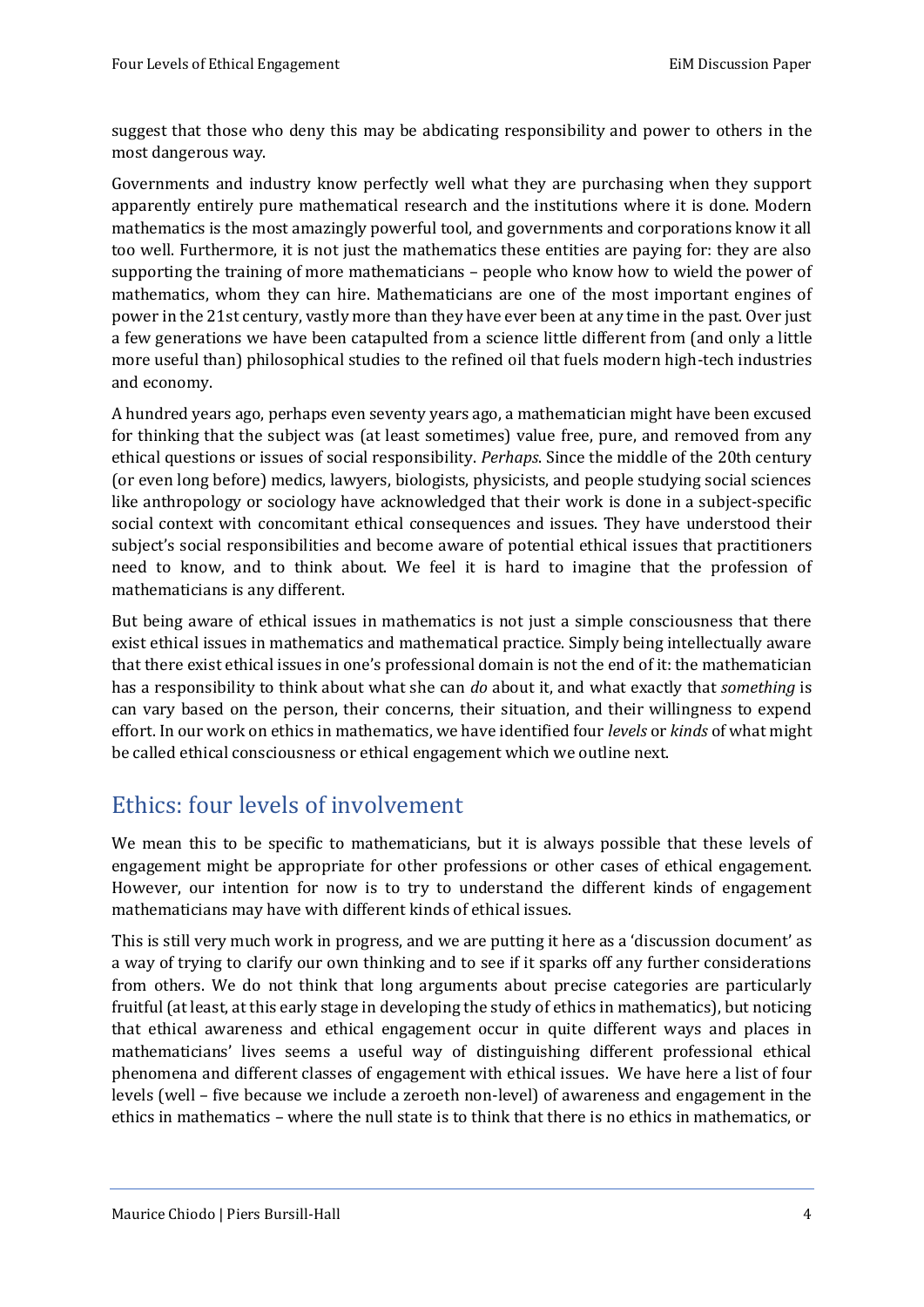suggest that those who deny this may be abdicating responsibility and power to others in the most dangerous way.

Governments and industry know perfectly well what they are purchasing when they support apparently entirely pure mathematical research and the institutions where it is done. Modern mathematics is the most amazingly powerful tool, and governments and corporations know it all too well. Furthermore, it is not just the mathematics these entities are paying for: they are also supporting the training of more mathematicians – people who know how to wield the power of mathematics, whom they can hire. Mathematicians are one of the most important engines of power in the 21st century, vastly more than they have ever been at any time in the past. Over just a few generations we have been catapulted from a science little different from (and only a little more useful than) philosophical studies to the refined oil that fuels modern high-tech industries and economy.

A hundred years ago, perhaps even seventy years ago, a mathematician might have been excused for thinking that the subject was (at least sometimes) value free, pure, and removed from any ethical questions or issues of social responsibility. *Perhaps*. Since the middle of the 20th century (or even long before) medics, lawyers, biologists, physicists, and people studying social sciences like anthropology or sociology have acknowledged that their work is done in a subject-specific social context with concomitant ethical consequences and issues. They have understood their subject's social responsibilities and become aware of potential ethical issues that practitioners need to know, and to think about. We feel it is hard to imagine that the profession of mathematicians is any different.

But being aware of ethical issues in mathematics is not just a simple consciousness that there exist ethical issues in mathematics and mathematical practice. Simply being intellectually aware that there exist ethical issues in one's professional domain is not the end of it: the mathematician has a responsibility to think about what she can *do* about it, and what exactly that *something* is can vary based on the person, their concerns, their situation, and their willingness to expend effort. In our work on ethics in mathematics, we have identified four *levels* or *kinds* of what might be called ethical consciousness or ethical engagement which we outline next.

## Ethics: four levels of involvement

We mean this to be specific to mathematicians, but it is always possible that these levels of engagement might be appropriate for other professions or other cases of ethical engagement. However, our intention for now is to try to understand the different kinds of engagement mathematicians may have with different kinds of ethical issues.

This is still very much work in progress, and we are putting it here as a 'discussion document' as a way of trying to clarify our own thinking and to see if it sparks off any further considerations from others. We do not think that long arguments about precise categories are particularly fruitful (at least, at this early stage in developing the study of ethics in mathematics), but noticing that ethical awareness and ethical engagement occur in quite different ways and places in mathematicians' lives seems a useful way of distinguishing different professional ethical phenomena and different classes of engagement with ethical issues. We have here a list of four levels (well – five because we include a zeroeth non-level) of awareness and engagement in the ethics in mathematics – where the null state is to think that there is no ethics in mathematics, or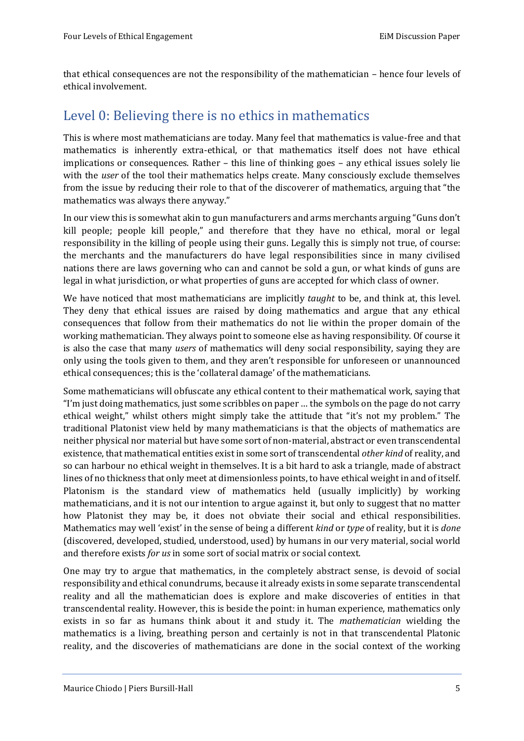that ethical consequences are not the responsibility of the mathematician – hence four levels of ethical involvement.

## Level 0: Believing there is no ethics in mathematics

This is where most mathematicians are today. Many feel that mathematics is value-free and that mathematics is inherently extra-ethical, or that mathematics itself does not have ethical implications or consequences. Rather – this line of thinking goes – any ethical issues solely lie with the *user* of the tool their mathematics helps create. Many consciously exclude themselves from the issue by reducing their role to that of the discoverer of mathematics, arguing that "the mathematics was always there anyway."

In our view this is somewhat akin to gun manufacturers and arms merchants arguing "Guns don't kill people; people kill people," and therefore that they have no ethical, moral or legal responsibility in the killing of people using their guns. Legally this is simply not true, of course: the merchants and the manufacturers do have legal responsibilities since in many civilised nations there are laws governing who can and cannot be sold a gun, or what kinds of guns are legal in what jurisdiction, or what properties of guns are accepted for which class of owner.

We have noticed that most mathematicians are implicitly *taught* to be, and think at, this level. They deny that ethical issues are raised by doing mathematics and argue that any ethical consequences that follow from their mathematics do not lie within the proper domain of the working mathematician. They always point to someone else as having responsibility. Of course it is also the case that many *users* of mathematics will deny social responsibility, saying they are only using the tools given to them, and they aren't responsible for unforeseen or unannounced ethical consequences; this is the 'collateral damage' of the mathematicians.

Some mathematicians will obfuscate any ethical content to their mathematical work, saying that "I'm just doing mathematics, just some scribbles on paper … the symbols on the page do not carry ethical weight," whilst others might simply take the attitude that "it's not my problem." The traditional Platonist view held by many mathematicians is that the objects of mathematics are neither physical nor material but have some sort of non-material, abstract or even transcendental existence, that mathematical entities exist in some sort of transcendental *other kind* of reality, and so can harbour no ethical weight in themselves. It is a bit hard to ask a triangle, made of abstract lines of no thickness that only meet at dimensionless points, to have ethical weight in and of itself. Platonism is the standard view of mathematics held (usually implicitly) by working mathematicians, and it is not our intention to argue against it, but only to suggest that no matter how Platonist they may be, it does not obviate their social and ethical responsibilities. Mathematics may well 'exist' in the sense of being a different *kind* or *type* of reality, but it is *done* (discovered, developed, studied, understood, used) by humans in our very material, social world and therefore exists *for us* in some sort of social matrix or social context.

One may try to argue that mathematics, in the completely abstract sense, is devoid of social responsibility and ethical conundrums, because it already exists in some separate transcendental reality and all the mathematician does is explore and make discoveries of entities in that transcendental reality. However, this is beside the point: in human experience, mathematics only exists in so far as humans think about it and study it. The *mathematician* wielding the mathematics is a living, breathing person and certainly is not in that transcendental Platonic reality, and the discoveries of mathematicians are done in the social context of the working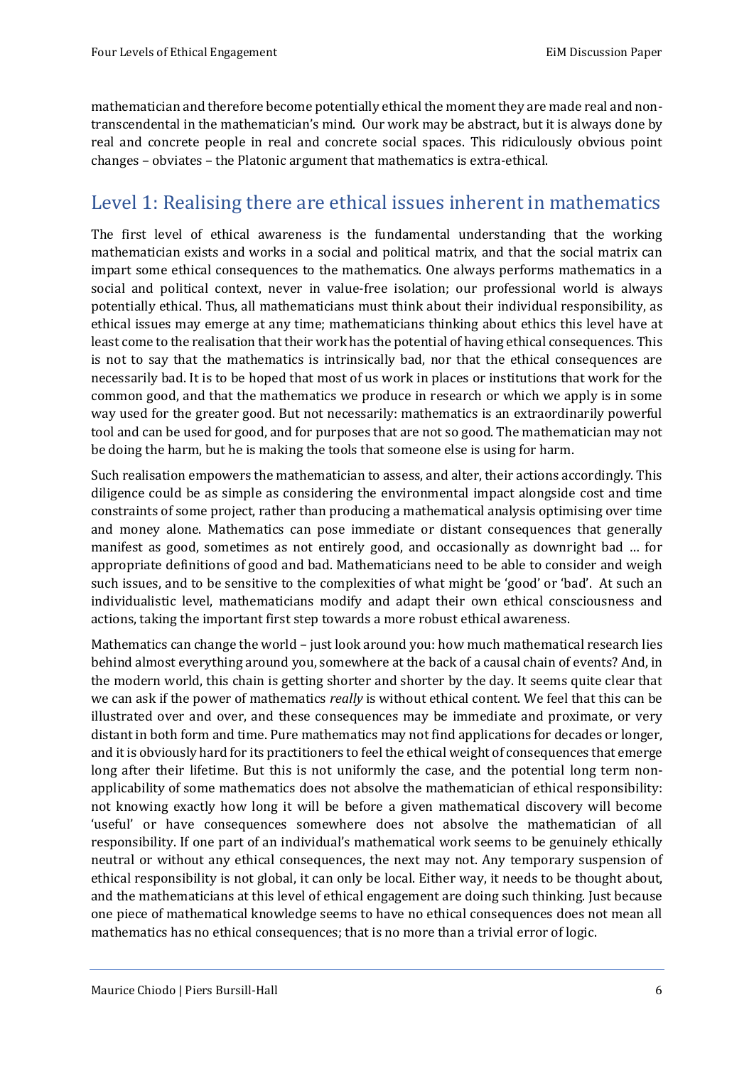mathematician and therefore become potentially ethical the moment they are made real and non-transcendental in the mathematician's mind. Our work may be abstract, but it is always done by real and concrete people in real and concrete social spaces. This ridiculously obvious point changes – obviates – the Platonic argument that mathematics is extra-ethical.

## Level 1: Realising there are ethical issues inherent in mathematics

The first level of ethical awareness is the fundamental understanding that the working mathematician exists and works in a social and political matrix, and that the social matrix can impart some ethical consequences to the mathematics. One always performs mathematics in a social and political context, never in value-free isolation; our professional world is always potentially ethical. Thus, all mathematicians must think about their individual responsibility, as ethical issues may emerge at any time; mathematicians thinking about ethics this level have at least come to the realisation that their work has the potential of having ethical consequences. This is not to say that the mathematics is intrinsically bad, nor that the ethical consequences are necessarily bad. It is to be hoped that most of us work in places or institutions that work for the common good, and that the mathematics we produce in research or which we apply is in some way used for the greater good. But not necessarily: mathematics is an extraordinarily powerful tool and can be used for good, and for purposes that are not so good. The mathematician may not be doing the harm, but he is making the tools that someone else is using for harm.

Such realisation empowers the mathematician to assess, and alter, their actions accordingly. This diligence could be as simple as considering the environmental impact alongside cost and time constraints of some project, rather than producing a mathematical analysis optimising over time and money alone. Mathematics can pose immediate or distant consequences that generally manifest as good, sometimes as not entirely good, and occasionally as downright bad … for appropriate definitions of good and bad. Mathematicians need to be able to consider and weigh such issues, and to be sensitive to the complexities of what might be 'good' or 'bad'. At such an individualistic level, mathematicians modify and adapt their own ethical consciousness and actions, taking the important first step towards a more robust ethical awareness.

Mathematics can change the world – just look around you: how much mathematical research lies behind almost everything around you, somewhere at the back of a causal chain of events? And, in the modern world, this chain is getting shorter and shorter by the day. It seems quite clear that we can ask if the power of mathematics *really* is without ethical content. We feel that this can be illustrated over and over, and these consequences may be immediate and proximate, or very distant in both form and time. Pure mathematics may not find applications for decades or longer, and it is obviously hard for its practitioners to feel the ethical weight of consequences that emerge long after their lifetime. But this is not uniformly the case, and the potential long term non-applicability of some mathematics does not absolve the mathematician of ethical responsibility: not knowing exactly how long it will be before a given mathematical discovery will become 'useful' or have consequences somewhere does not absolve the mathematician of all responsibility. If one part of an individual's mathematical work seems to be genuinely ethically neutral or without any ethical consequences, the next may not. Any temporary suspension of ethical responsibility is not global, it can only be local. Either way, it needs to be thought about, and the mathematicians at this level of ethical engagement are doing such thinking. Just because one piece of mathematical knowledge seems to have no ethical consequences does not mean all mathematics has no ethical consequences; that is no more than a trivial error of logic.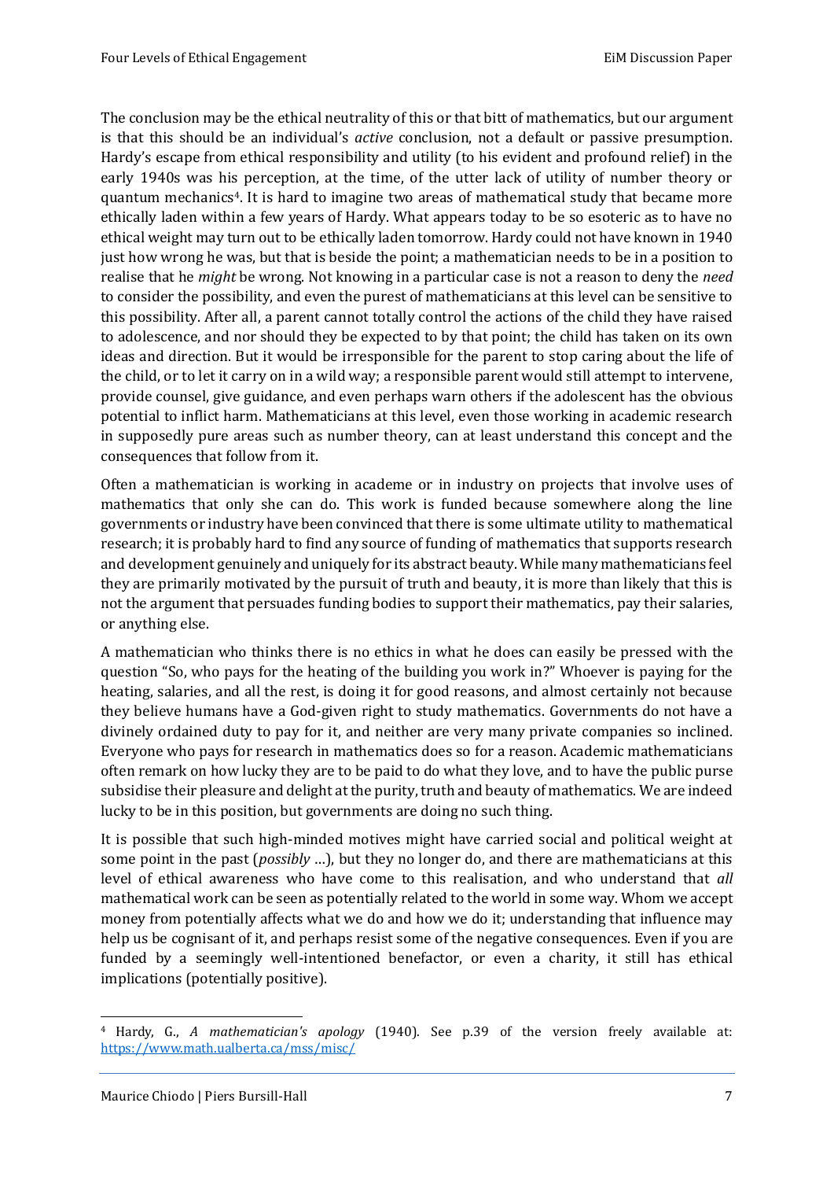The conclusion may be the ethical neutrality of this or that bitt of mathematics, but our argument is that this should be an individual's *active* conclusion, not a default or passive presumption. Hardy's escape from ethical responsibility and utility (to his evident and profound relief) in the early 1940s was his perception, at the time, of the utter lack of utility of number theory or quantum mechanics[4]. It is hard to imagine two areas of mathematical study that became more ethically laden within a few years of Hardy. What appears today to be so esoteric as to have no ethical weight may turn out to be ethically laden tomorrow. Hardy could not have known in 1940 just how wrong he was, but that is beside the point; a mathematician needs to be in a position to realise that he *might* be wrong. Not knowing in a particular case is not a reason to deny the *need* to consider the possibility, and even the purest of mathematicians at this level can be sensitive to this possibility. After all, a parent cannot totally control the actions of the child they have raised to adolescence, and nor should they be expected to by that point; the child has taken on its own ideas and direction. But it would be irresponsible for the parent to stop caring about the life of the child, or to let it carry on in a wild way; a responsible parent would still attempt to intervene, provide counsel, give guidance, and even perhaps warn others if the adolescent has the obvious potential to inflict harm. Mathematicians at this level, even those working in academic research in supposedly pure areas such as number theory, can at least understand this concept and the consequences that follow from it.

Often a mathematician is working in academe or in industry on projects that involve uses of mathematics that only she can do. This work is funded because somewhere along the line governments or industry have been convinced that there is some ultimate utility to mathematical research; it is probably hard to find any source of funding of mathematics that supports research and development genuinely and uniquely for its abstract beauty. While many mathematicians feel they are primarily motivated by the pursuit of truth and beauty, it is more than likely that this is not the argument that persuades funding bodies to support their mathematics, pay their salaries, or anything else.

A mathematician who thinks there is no ethics in what he does can easily be pressed with the question "So, who pays for the heating of the building you work in?" Whoever is paying for the heating, salaries, and all the rest, is doing it for good reasons, and almost certainly not because they believe humans have a God-given right to study mathematics. Governments do not have a divinely ordained duty to pay for it, and neither are very many private companies so inclined. Everyone who pays for research in mathematics does so for a reason. Academic mathematicians often remark on how lucky they are to be paid to do what they love, and to have the public purse subsidise their pleasure and delight at the purity, truth and beauty of mathematics. We are indeed lucky to be in this position, but governments are doing no such thing.

It is possible that such high-minded motives might have carried social and political weight at some point in the past (*possibly* …), but they no longer do, and there are mathematicians at this level of ethical awareness who have come to this realisation, and who understand that *all* mathematical work can be seen as potentially related to the world in some way. Whom we accept money from potentially affects what we do and how we do it; understanding that influence may help us be cognisant of it, and perhaps resist some of the negative consequences. Even if you are funded by a seemingly well-intentioned benefactor, or even a charity, it still has ethical implications (potentially positive).

[4] Hardy, G., *A mathematician's apology* (1940). See p.39 of the version freely available at: https://www.math.ualberta.ca/mss/misc/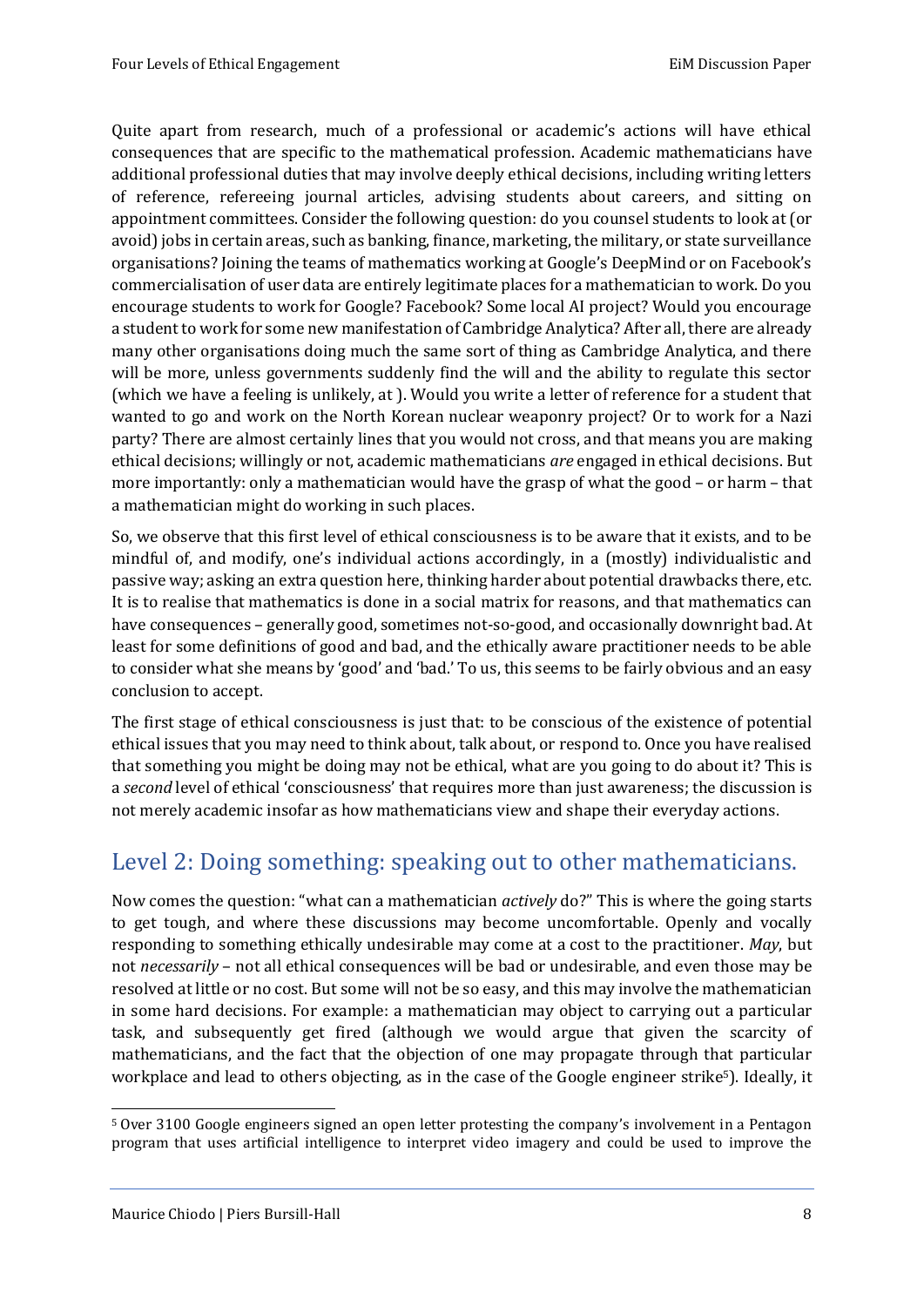Quite apart from research, much of a professional or academic's actions will have ethical consequences that are specific to the mathematical profession. Academic mathematicians have additional professional duties that may involve deeply ethical decisions, including writing letters of reference, refereeing journal articles, advising students about careers, and sitting on appointment committees. Consider the following question: do you counsel students to look at (or avoid) jobs in certain areas, such as banking, finance, marketing, the military, or state surveillance organisations? Joining the teams of mathematics working at Google's DeepMind or on Facebook's commercialisation of user data are entirely legitimate places for a mathematician to work. Do you encourage students to work for Google? Facebook? Some local AI project? Would you encourage a student to work for some new manifestation of Cambridge Analytica? After all, there are already many other organisations doing much the same sort of thing as Cambridge Analytica, and there will be more, unless governments suddenly find the will and the ability to regulate this sector (which we have a feeling is unlikely, at ). Would you write a letter of reference for a student that wanted to go and work on the North Korean nuclear weaponry project? Or to work for a Nazi party? There are almost certainly lines that you would not cross, and that means you are making ethical decisions; willingly or not, academic mathematicians *are* engaged in ethical decisions. But more importantly: only a mathematician would have the grasp of what the good – or harm – that a mathematician might do working in such places.

So, we observe that this first level of ethical consciousness is to be aware that it exists, and to be mindful of, and modify, one's individual actions accordingly, in a (mostly) individualistic and passive way; asking an extra question here, thinking harder about potential drawbacks there, etc. It is to realise that mathematics is done in a social matrix for reasons, and that mathematics can have consequences – generally good, sometimes not-so-good, and occasionally downright bad. At least for some definitions of good and bad, and the ethically aware practitioner needs to be able to consider what she means by 'good' and 'bad.' To us, this seems to be fairly obvious and an easy conclusion to accept.

The first stage of ethical consciousness is just that: to be conscious of the existence of potential ethical issues that you may need to think about, talk about, or respond to. Once you have realised that something you might be doing may not be ethical, what are you going to do about it? This is a *second* level of ethical 'consciousness' that requires more than just awareness; the discussion is not merely academic insofar as how mathematicians view and shape their everyday actions.

## Level 2: Doing something: speaking out to other mathematicians.

Now comes the question: "what can a mathematician *actively* do?" This is where the going starts to get tough, and where these discussions may become uncomfortable. Openly and vocally responding to something ethically undesirable may come at a cost to the practitioner. *May*, but not *necessarily* – not all ethical consequences will be bad or undesirable, and even those may be resolved at little or no cost. But some will not be so easy, and this may involve the mathematician in some hard decisions. For example: a mathematician may object to carrying out a particular task, and subsequently get fired (although we would argue that given the scarcity of mathematicians, and the fact that the objection of one may propagate through that particular workplace and lead to others objecting, as in the case of the Google engineer strike[5]). Ideally, it

[5] Over 3100 Google engineers signed an open letter protesting the company's involvement in a Pentagon program that uses artificial intelligence to interpret video imagery and could be used to improve the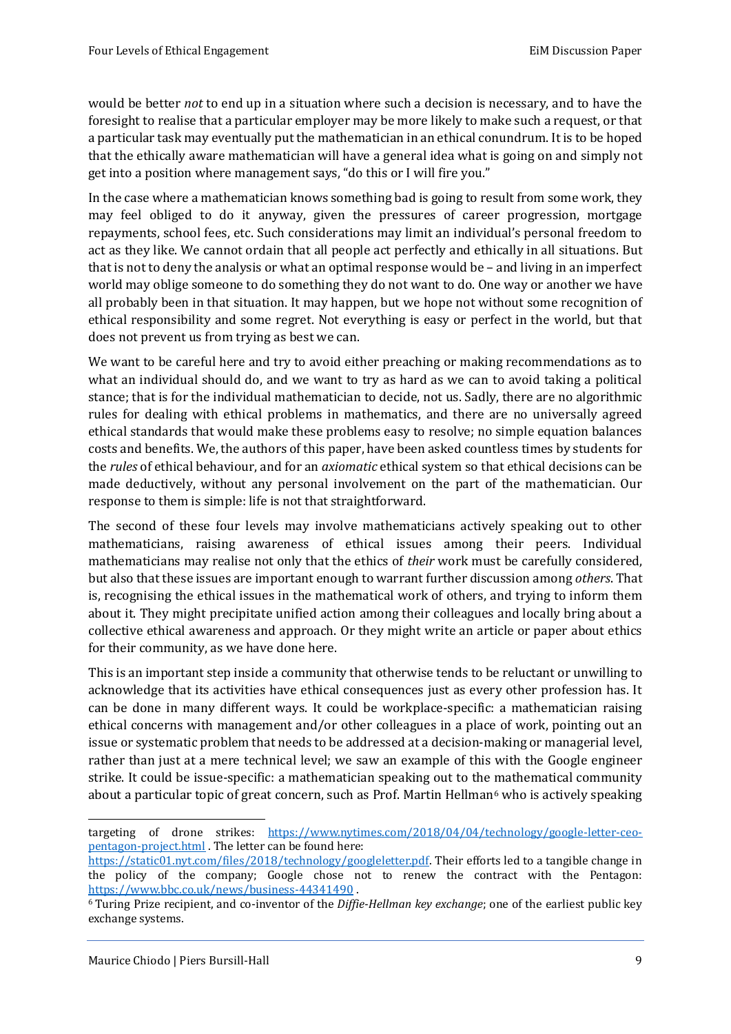would be better *not* to end up in a situation where such a decision is necessary, and to have the foresight to realise that a particular employer may be more likely to make such a request, or that a particular task may eventually put the mathematician in an ethical conundrum. It is to be hoped that the ethically aware mathematician will have a general idea what is going on and simply not get into a position where management says, "do this or I will fire you."

In the case where a mathematician knows something bad is going to result from some work, they may feel obliged to do it anyway, given the pressures of career progression, mortgage repayments, school fees, etc. Such considerations may limit an individual's personal freedom to act as they like. We cannot ordain that all people act perfectly and ethically in all situations. But that is not to deny the analysis or what an optimal response would be – and living in an imperfect world may oblige someone to do something they do not want to do. One way or another we have all probably been in that situation. It may happen, but we hope not without some recognition of ethical responsibility and some regret. Not everything is easy or perfect in the world, but that does not prevent us from trying as best we can.

We want to be careful here and try to avoid either preaching or making recommendations as to what an individual should do, and we want to try as hard as we can to avoid taking a political stance; that is for the individual mathematician to decide, not us. Sadly, there are no algorithmic rules for dealing with ethical problems in mathematics, and there are no universally agreed ethical standards that would make these problems easy to resolve; no simple equation balances costs and benefits. We, the authors of this paper, have been asked countless times by students for the *rules* of ethical behaviour, and for an *axiomatic* ethical system so that ethical decisions can be made deductively, without any personal involvement on the part of the mathematician. Our response to them is simple: life is not that straightforward.

The second of these four levels may involve mathematicians actively speaking out to other mathematicians, raising awareness of ethical issues among their peers. Individual mathematicians may realise not only that the ethics of *their* work must be carefully considered, but also that these issues are important enough to warrant further discussion among *others*. That is, recognising the ethical issues in the mathematical work of others, and trying to inform them about it. They might precipitate unified action among their colleagues and locally bring about a collective ethical awareness and approach. Or they might write an article or paper about ethics for their community, as we have done here.

This is an important step inside a community that otherwise tends to be reluctant or unwilling to acknowledge that its activities have ethical consequences just as every other profession has. It can be done in many different ways. It could be workplace-specific: a mathematician raising ethical concerns with management and/or other colleagues in a place of work, pointing out an issue or systematic problem that needs to be addressed at a decision-making or managerial level, rather than just at a mere technical level; we saw an example of this with the Google engineer strike. It could be issue-specific: a mathematician speaking out to the mathematical community about a particular topic of great concern, such as Prof. Martin Hellman[6] who is actively speaking

---

targeting of drone strikes: https://www.nytimes.com/2018/04/04/technology/google-letter-ceo-pentagon-project.html . The letter can be found here: https://static01.nyt.com/files/2018/technology/googleletter.pdf. Their efforts led to a tangible change in the policy of the company; Google chose not to renew the contract with the Pentagon: https://www.bbc.co.uk/news/business-44341490 .

[6] Turing Prize recipient, and co-inventor of the *Diffie-Hellman key exchange*; one of the earliest public key exchange systems.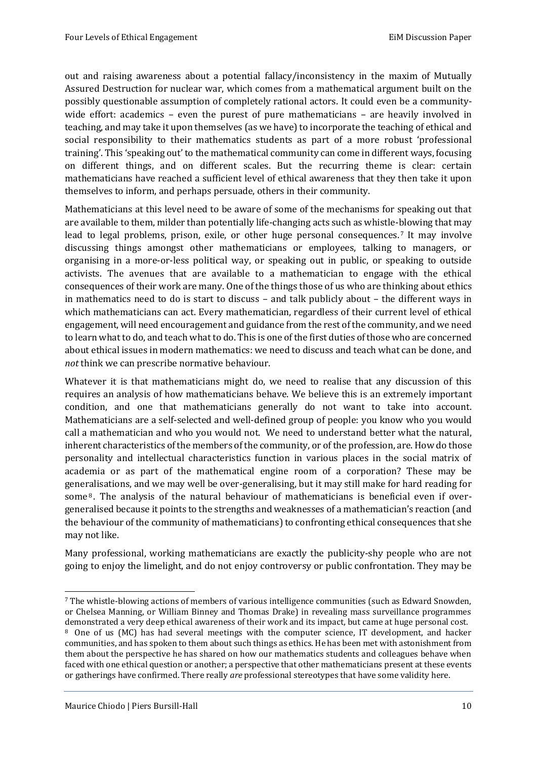out and raising awareness about a potential fallacy/inconsistency in the maxim of Mutually Assured Destruction for nuclear war, which comes from a mathematical argument built on the possibly questionable assumption of completely rational actors. It could even be a community-wide effort: academics – even the purest of pure mathematicians – are heavily involved in teaching, and may take it upon themselves (as we have) to incorporate the teaching of ethical and social responsibility to their mathematics students as part of a more robust 'professional training'. This 'speaking out' to the mathematical community can come in different ways, focusing on different things, and on different scales. But the recurring theme is clear: certain mathematicians have reached a sufficient level of ethical awareness that they then take it upon themselves to inform, and perhaps persuade, others in their community.

Mathematicians at this level need to be aware of some of the mechanisms for speaking out that are available to them, milder than potentially life-changing acts such as whistle-blowing that may lead to legal problems, prison, exile, or other huge personal consequences.[7] It may involve discussing things amongst other mathematicians or employees, talking to managers, or organising in a more-or-less political way, or speaking out in public, or speaking to outside activists. The avenues that are available to a mathematician to engage with the ethical consequences of their work are many. One of the things those of us who are thinking about ethics in mathematics need to do is start to discuss – and talk publicly about – the different ways in which mathematicians can act. Every mathematician, regardless of their current level of ethical engagement, will need encouragement and guidance from the rest of the community, and we need to learn what to do, and teach what to do. This is one of the first duties of those who are concerned about ethical issues in modern mathematics: we need to discuss and teach what can be done, and *not* think we can prescribe normative behaviour.

Whatever it is that mathematicians might do, we need to realise that any discussion of this requires an analysis of how mathematicians behave. We believe this is an extremely important condition, and one that mathematicians generally do not want to take into account. Mathematicians are a self-selected and well-defined group of people: you know who you would call a mathematician and who you would not. We need to understand better what the natural, inherent characteristics of the members of the community, or of the profession, are. How do those personality and intellectual characteristics function in various places in the social matrix of academia or as part of the mathematical engine room of a corporation? These may be generalisations, and we may well be over-generalising, but it may still make for hard reading for some[8]. The analysis of the natural behaviour of mathematicians is beneficial even if over-generalised because it points to the strengths and weaknesses of a mathematician's reaction (and the behaviour of the community of mathematicians) to confronting ethical consequences that she may not like.

Many professional, working mathematicians are exactly the publicity-shy people who are not going to enjoy the limelight, and do not enjoy controversy or public confrontation. They may be

---

[7] The whistle-blowing actions of members of various intelligence communities (such as Edward Snowden, or Chelsea Manning, or William Binney and Thomas Drake) in revealing mass surveillance programmes demonstrated a very deep ethical awareness of their work and its impact, but came at huge personal cost.

[8] One of us (MC) has had several meetings with the computer science, IT development, and hacker communities, and has spoken to them about such things as ethics. He has been met with astonishment from them about the perspective he has shared on how our mathematics students and colleagues behave when faced with one ethical question or another; a perspective that other mathematicians present at these events or gatherings have confirmed. There really *are* professional stereotypes that have some validity here.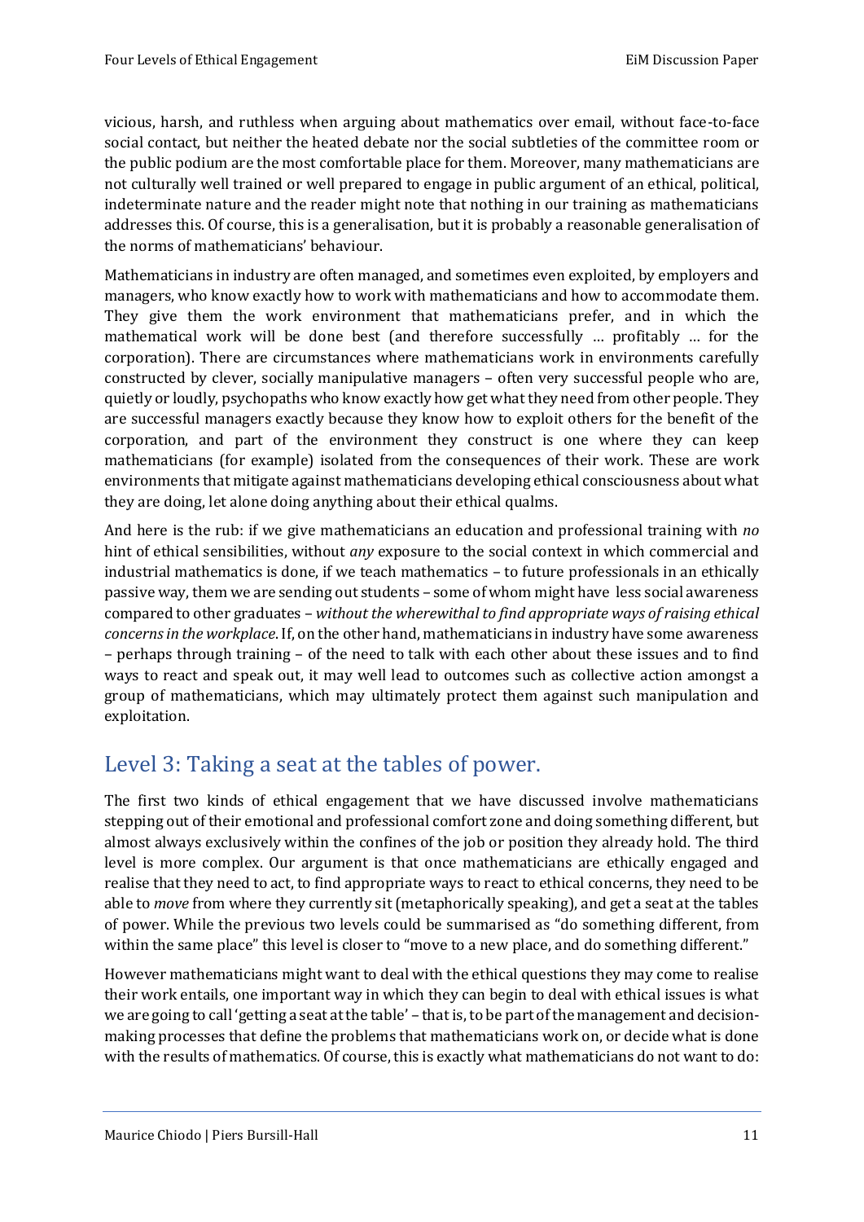vicious, harsh, and ruthless when arguing about mathematics over email, without face-to-face social contact, but neither the heated debate nor the social subtleties of the committee room or the public podium are the most comfortable place for them. Moreover, many mathematicians are not culturally well trained or well prepared to engage in public argument of an ethical, political, indeterminate nature and the reader might note that nothing in our training as mathematicians addresses this. Of course, this is a generalisation, but it is probably a reasonable generalisation of the norms of mathematicians' behaviour.

Mathematicians in industry are often managed, and sometimes even exploited, by employers and managers, who know exactly how to work with mathematicians and how to accommodate them. They give them the work environment that mathematicians prefer, and in which the mathematical work will be done best (and therefore successfully … profitably … for the corporation). There are circumstances where mathematicians work in environments carefully constructed by clever, socially manipulative managers – often very successful people who are, quietly or loudly, psychopaths who know exactly how get what they need from other people. They are successful managers exactly because they know how to exploit others for the benefit of the corporation, and part of the environment they construct is one where they can keep mathematicians (for example) isolated from the consequences of their work. These are work environments that mitigate against mathematicians developing ethical consciousness about what they are doing, let alone doing anything about their ethical qualms.

And here is the rub: if we give mathematicians an education and professional training with *no* hint of ethical sensibilities, without *any* exposure to the social context in which commercial and industrial mathematics is done, if we teach mathematics – to future professionals in an ethically passive way, them we are sending out students – some of whom might have less social awareness compared to other graduates – *without the wherewithal to find appropriate ways of raising ethical concerns in the workplace*. If, on the other hand, mathematicians in industry have some awareness – perhaps through training – of the need to talk with each other about these issues and to find ways to react and speak out, it may well lead to outcomes such as collective action amongst a group of mathematicians, which may ultimately protect them against such manipulation and exploitation.

## Level 3: Taking a seat at the tables of power.

The first two kinds of ethical engagement that we have discussed involve mathematicians stepping out of their emotional and professional comfort zone and doing something different, but almost always exclusively within the confines of the job or position they already hold. The third level is more complex. Our argument is that once mathematicians are ethically engaged and realise that they need to act, to find appropriate ways to react to ethical concerns, they need to be able to *move* from where they currently sit (metaphorically speaking), and get a seat at the tables of power. While the previous two levels could be summarised as "do something different, from within the same place" this level is closer to "move to a new place, and do something different."

However mathematicians might want to deal with the ethical questions they may come to realise their work entails, one important way in which they can begin to deal with ethical issues is what we are going to call 'getting a seat at the table' – that is, to be part of the management and decision-making processes that define the problems that mathematicians work on, or decide what is done with the results of mathematics. Of course, this is exactly what mathematicians do not want to do: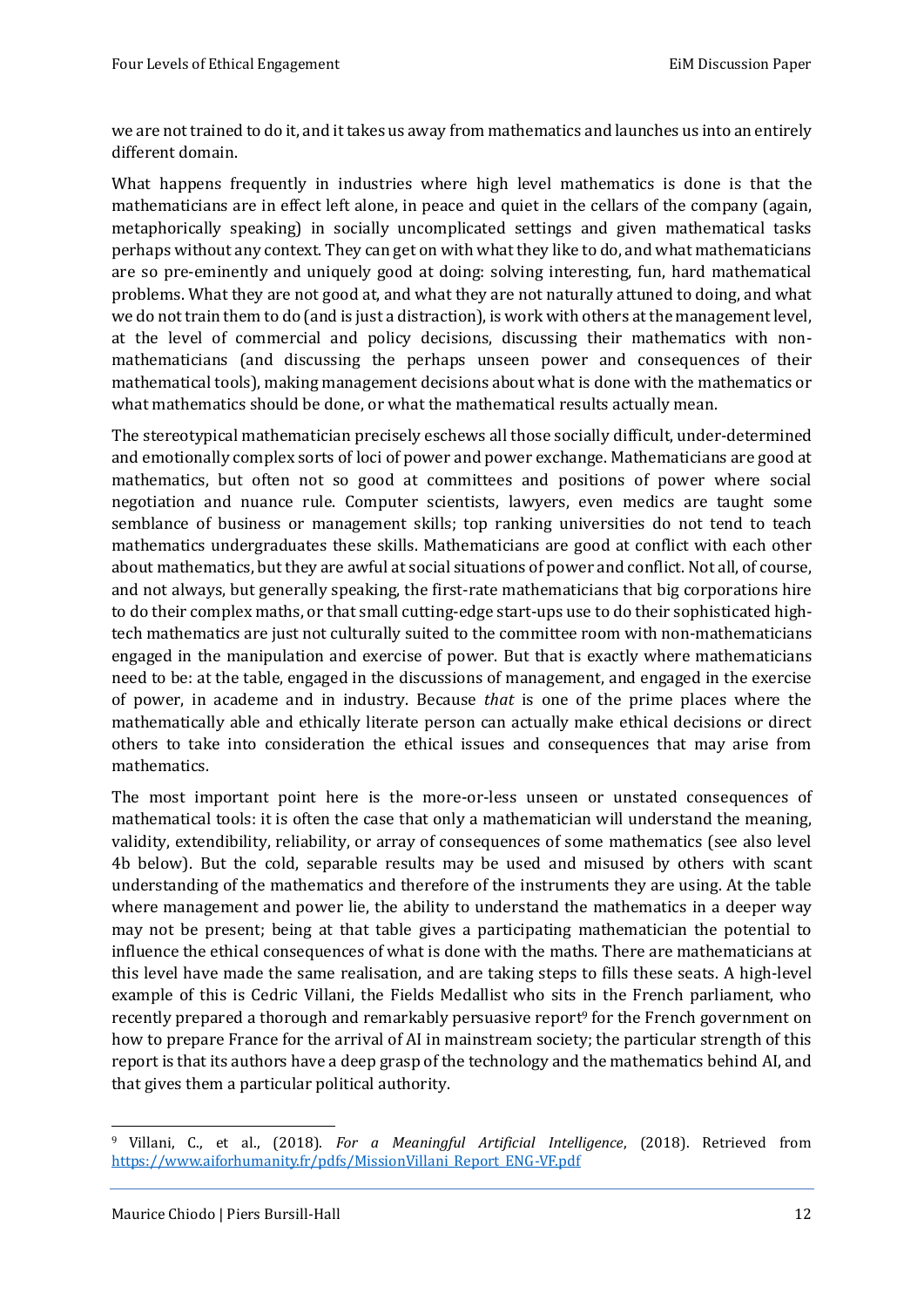we are not trained to do it, and it takes us away from mathematics and launches us into an entirely different domain.

What happens frequently in industries where high level mathematics is done is that the mathematicians are in effect left alone, in peace and quiet in the cellars of the company (again, metaphorically speaking) in socially uncomplicated settings and given mathematical tasks perhaps without any context. They can get on with what they like to do, and what mathematicians are so pre-eminently and uniquely good at doing: solving interesting, fun, hard mathematical problems. What they are not good at, and what they are not naturally attuned to doing, and what we do not train them to do (and is just a distraction), is work with others at the management level, at the level of commercial and policy decisions, discussing their mathematics with non-mathematicians (and discussing the perhaps unseen power and consequences of their mathematical tools), making management decisions about what is done with the mathematics or what mathematics should be done, or what the mathematical results actually mean.

The stereotypical mathematician precisely eschews all those socially difficult, under-determined and emotionally complex sorts of loci of power and power exchange. Mathematicians are good at mathematics, but often not so good at committees and positions of power where social negotiation and nuance rule. Computer scientists, lawyers, even medics are taught some semblance of business or management skills; top ranking universities do not tend to teach mathematics undergraduates these skills. Mathematicians are good at conflict with each other about mathematics, but they are awful at social situations of power and conflict. Not all, of course, and not always, but generally speaking, the first-rate mathematicians that big corporations hire to do their complex maths, or that small cutting-edge start-ups use to do their sophisticated high-tech mathematics are just not culturally suited to the committee room with non-mathematicians engaged in the manipulation and exercise of power. But that is exactly where mathematicians need to be: at the table, engaged in the discussions of management, and engaged in the exercise of power, in academe and in industry. Because *that* is one of the prime places where the mathematically able and ethically literate person can actually make ethical decisions or direct others to take into consideration the ethical issues and consequences that may arise from mathematics.

The most important point here is the more-or-less unseen or unstated consequences of mathematical tools: it is often the case that only a mathematician will understand the meaning, validity, extendibility, reliability, or array of consequences of some mathematics (see also level 4b below). But the cold, separable results may be used and misused by others with scant understanding of the mathematics and therefore of the instruments they are using. At the table where management and power lie, the ability to understand the mathematics in a deeper way may not be present; being at that table gives a participating mathematician the potential to influence the ethical consequences of what is done with the maths. There are mathematicians at this level have made the same realisation, and are taking steps to fills these seats. A high-level example of this is Cedric Villani, the Fields Medallist who sits in the French parliament, who recently prepared a thorough and remarkably persuasive report[9] for the French government on how to prepare France for the arrival of AI in mainstream society; the particular strength of this report is that its authors have a deep grasp of the technology and the mathematics behind AI, and that gives them a particular political authority.

[9] Villani, C., et al., (2018). *For a Meaningful Artificial Intelligence*, (2018). Retrieved from https://www.aiforhumanity.fr/pdfs/MissionVillani_Report_ENG-VF.pdf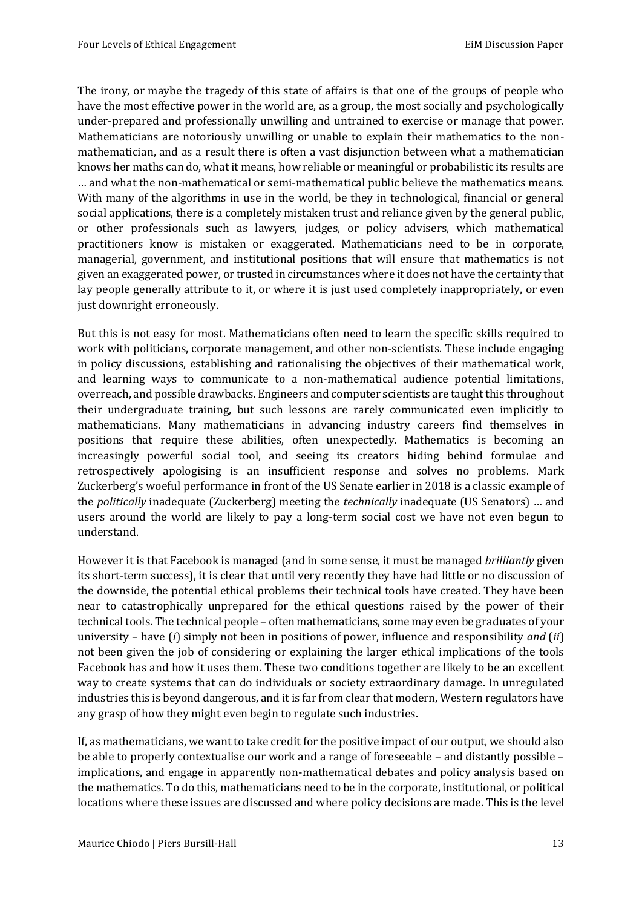The irony, or maybe the tragedy of this state of affairs is that one of the groups of people who have the most effective power in the world are, as a group, the most socially and psychologically under-prepared and professionally unwilling and untrained to exercise or manage that power. Mathematicians are notoriously unwilling or unable to explain their mathematics to the non-mathematician, and as a result there is often a vast disjunction between what a mathematician knows her maths can do, what it means, how reliable or meaningful or probabilistic its results are … and what the non-mathematical or semi-mathematical public believe the mathematics means. With many of the algorithms in use in the world, be they in technological, financial or general social applications, there is a completely mistaken trust and reliance given by the general public, or other professionals such as lawyers, judges, or policy advisers, which mathematical practitioners know is mistaken or exaggerated. Mathematicians need to be in corporate, managerial, government, and institutional positions that will ensure that mathematics is not given an exaggerated power, or trusted in circumstances where it does not have the certainty that lay people generally attribute to it, or where it is just used completely inappropriately, or even just downright erroneously.

But this is not easy for most. Mathematicians often need to learn the specific skills required to work with politicians, corporate management, and other non-scientists. These include engaging in policy discussions, establishing and rationalising the objectives of their mathematical work, and learning ways to communicate to a non-mathematical audience potential limitations, overreach, and possible drawbacks. Engineers and computer scientists are taught this throughout their undergraduate training, but such lessons are rarely communicated even implicitly to mathematicians. Many mathematicians in advancing industry careers find themselves in positions that require these abilities, often unexpectedly. Mathematics is becoming an increasingly powerful social tool, and seeing its creators hiding behind formulae and retrospectively apologising is an insufficient response and solves no problems. Mark Zuckerberg's woeful performance in front of the US Senate earlier in 2018 is a classic example of the *politically* inadequate (Zuckerberg) meeting the *technically* inadequate (US Senators) … and users around the world are likely to pay a long-term social cost we have not even begun to understand.

However it is that Facebook is managed (and in some sense, it must be managed *brilliantly* given its short-term success), it is clear that until very recently they have had little or no discussion of the downside, the potential ethical problems their technical tools have created. They have been near to catastrophically unprepared for the ethical questions raised by the power of their technical tools. The technical people – often mathematicians, some may even be graduates of your university – have (*i*) simply not been in positions of power, influence and responsibility *and* (*ii*) not been given the job of considering or explaining the larger ethical implications of the tools Facebook has and how it uses them. These two conditions together are likely to be an excellent way to create systems that can do individuals or society extraordinary damage. In unregulated industries this is beyond dangerous, and it is far from clear that modern, Western regulators have any grasp of how they might even begin to regulate such industries.

If, as mathematicians, we want to take credit for the positive impact of our output, we should also be able to properly contextualise our work and a range of foreseeable – and distantly possible – implications, and engage in apparently non-mathematical debates and policy analysis based on the mathematics. To do this, mathematicians need to be in the corporate, institutional, or political locations where these issues are discussed and where policy decisions are made. This is the level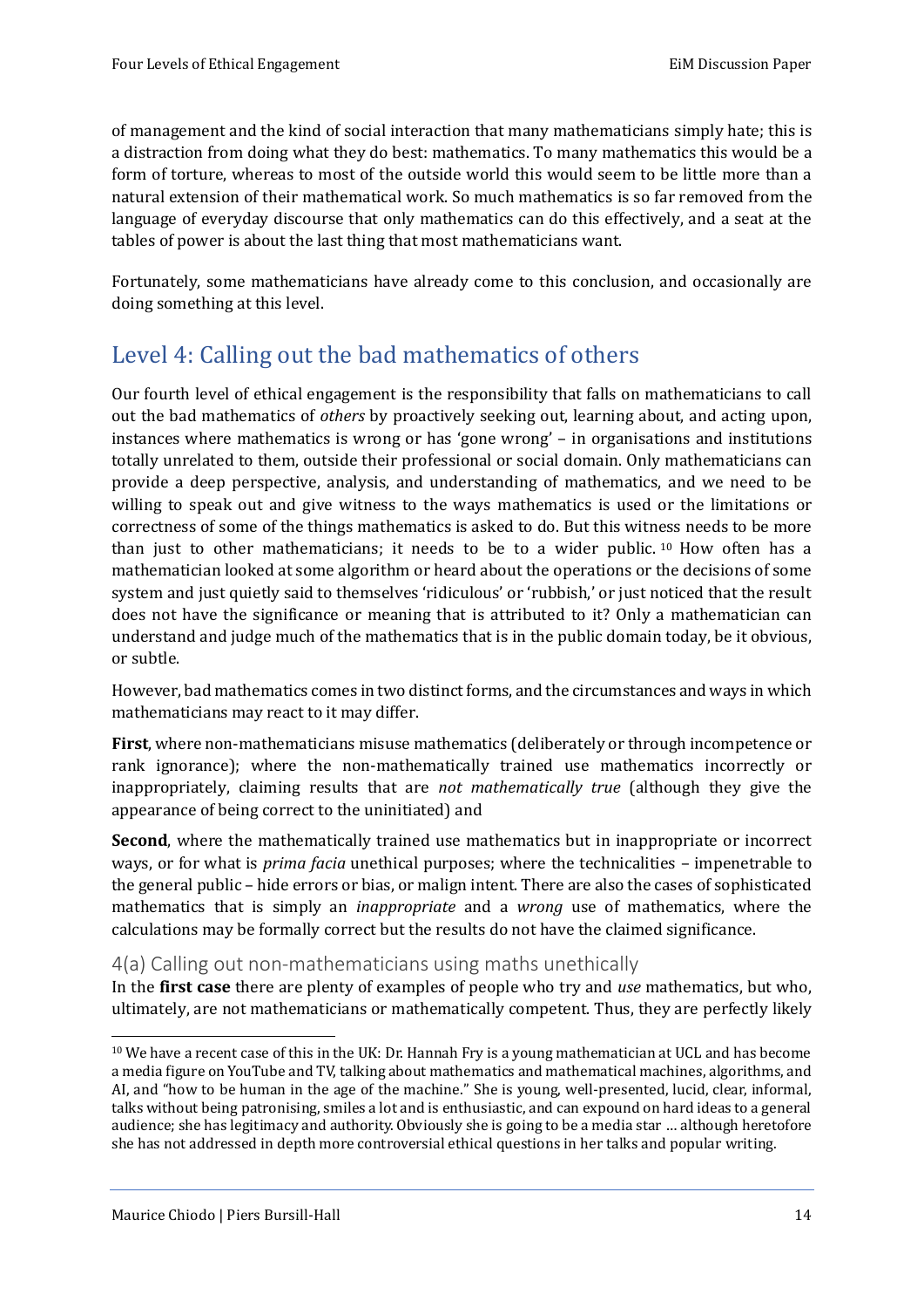of management and the kind of social interaction that many mathematicians simply hate; this is a distraction from doing what they do best: mathematics. To many mathematics this would be a form of torture, whereas to most of the outside world this would seem to be little more than a natural extension of their mathematical work. So much mathematics is so far removed from the language of everyday discourse that only mathematics can do this effectively, and a seat at the tables of power is about the last thing that most mathematicians want.

Fortunately, some mathematicians have already come to this conclusion, and occasionally are doing something at this level.

## Level 4: Calling out the bad mathematics of others

Our fourth level of ethical engagement is the responsibility that falls on mathematicians to call out the bad mathematics of *others* by proactively seeking out, learning about, and acting upon, instances where mathematics is wrong or has 'gone wrong' – in organisations and institutions totally unrelated to them, outside their professional or social domain. Only mathematicians can provide a deep perspective, analysis, and understanding of mathematics, and we need to be willing to speak out and give witness to the ways mathematics is used or the limitations or correctness of some of the things mathematics is asked to do. But this witness needs to be more than just to other mathematicians; it needs to be to a wider public.[10] How often has a mathematician looked at some algorithm or heard about the operations or the decisions of some system and just quietly said to themselves 'ridiculous' or 'rubbish,' or just noticed that the result does not have the significance or meaning that is attributed to it? Only a mathematician can understand and judge much of the mathematics that is in the public domain today, be it obvious, or subtle.

However, bad mathematics comes in two distinct forms, and the circumstances and ways in which mathematicians may react to it may differ.

**First**, where non-mathematicians misuse mathematics (deliberately or through incompetence or rank ignorance); where the non-mathematically trained use mathematics incorrectly or inappropriately, claiming results that are *not mathematically true* (although they give the appearance of being correct to the uninitiated) and

**Second**, where the mathematically trained use mathematics but in inappropriate or incorrect ways, or for what is *prima facia* unethical purposes; where the technicalities – impenetrable to the general public – hide errors or bias, or malign intent. There are also the cases of sophisticated mathematics that is simply an *inappropriate* and a *wrong* use of mathematics, where the calculations may be formally correct but the results do not have the claimed significance.

### 4(a) Calling out non-mathematicians using maths unethically

In the **first case** there are plenty of examples of people who try and *use* mathematics, but who, ultimately, are not mathematicians or mathematically competent. Thus, they are perfectly likely

[10] We have a recent case of this in the UK: Dr. Hannah Fry is a young mathematician at UCL and has become a media figure on YouTube and TV, talking about mathematics and mathematical machines, algorithms, and AI, and "how to be human in the age of the machine." She is young, well-presented, lucid, clear, informal, talks without being patronising, smiles a lot and is enthusiastic, and can expound on hard ideas to a general audience; she has legitimacy and authority. Obviously she is going to be a media star … although heretofore she has not addressed in depth more controversial ethical questions in her talks and popular writing.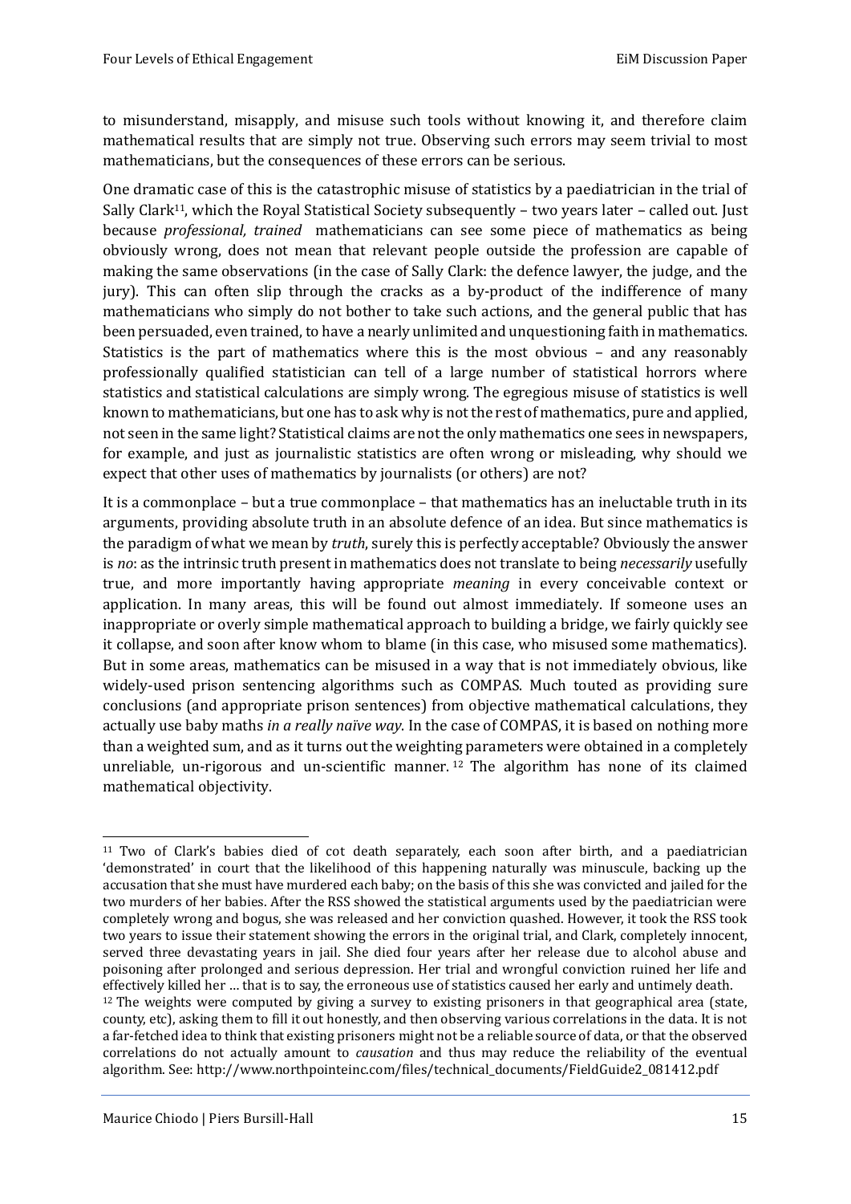to misunderstand, misapply, and misuse such tools without knowing it, and therefore claim mathematical results that are simply not true. Observing such errors may seem trivial to most mathematicians, but the consequences of these errors can be serious.

One dramatic case of this is the catastrophic misuse of statistics by a paediatrician in the trial of Sally Clark[11], which the Royal Statistical Society subsequently – two years later – called out. Just because *professional, trained* mathematicians can see some piece of mathematics as being obviously wrong, does not mean that relevant people outside the profession are capable of making the same observations (in the case of Sally Clark: the defence lawyer, the judge, and the jury). This can often slip through the cracks as a by-product of the indifference of many mathematicians who simply do not bother to take such actions, and the general public that has been persuaded, even trained, to have a nearly unlimited and unquestioning faith in mathematics. Statistics is the part of mathematics where this is the most obvious – and any reasonably professionally qualified statistician can tell of a large number of statistical horrors where statistics and statistical calculations are simply wrong. The egregious misuse of statistics is well known to mathematicians, but one has to ask why is not the rest of mathematics, pure and applied, not seen in the same light? Statistical claims are not the only mathematics one sees in newspapers, for example, and just as journalistic statistics are often wrong or misleading, why should we expect that other uses of mathematics by journalists (or others) are not?

It is a commonplace – but a true commonplace – that mathematics has an ineluctable truth in its arguments, providing absolute truth in an absolute defence of an idea. But since mathematics is the paradigm of what we mean by *truth*, surely this is perfectly acceptable? Obviously the answer is *no*: as the intrinsic truth present in mathematics does not translate to being *necessarily* usefully true, and more importantly having appropriate *meaning* in every conceivable context or application. In many areas, this will be found out almost immediately. If someone uses an inappropriate or overly simple mathematical approach to building a bridge, we fairly quickly see it collapse, and soon after know whom to blame (in this case, who misused some mathematics). But in some areas, mathematics can be misused in a way that is not immediately obvious, like widely-used prison sentencing algorithms such as COMPAS. Much touted as providing sure conclusions (and appropriate prison sentences) from objective mathematical calculations, they actually use baby maths *in a really naïve way*. In the case of COMPAS, it is based on nothing more than a weighted sum, and as it turns out the weighting parameters were obtained in a completely unreliable, un-rigorous and un-scientific manner.[12] The algorithm has none of its claimed mathematical objectivity.

---

[11] Two of Clark's babies died of cot death separately, each soon after birth, and a paediatrician 'demonstrated' in court that the likelihood of this happening naturally was minuscule, backing up the accusation that she must have murdered each baby; on the basis of this she was convicted and jailed for the two murders of her babies. After the RSS showed the statistical arguments used by the paediatrician were completely wrong and bogus, she was released and her conviction quashed. However, it took the RSS took two years to issue their statement showing the errors in the original trial, and Clark, completely innocent, served three devastating years in jail. She died four years after her release due to alcohol abuse and poisoning after prolonged and serious depression. Her trial and wrongful conviction ruined her life and effectively killed her … that is to say, the erroneous use of statistics caused her early and untimely death.

[12] The weights were computed by giving a survey to existing prisoners in that geographical area (state, county, etc), asking them to fill it out honestly, and then observing various correlations in the data. It is not a far-fetched idea to think that existing prisoners might not be a reliable source of data, or that the observed correlations do not actually amount to *causation* and thus may reduce the reliability of the eventual algorithm. See: http://www.northpointeinc.com/files/technical_documents/FieldGuide2_081412.pdf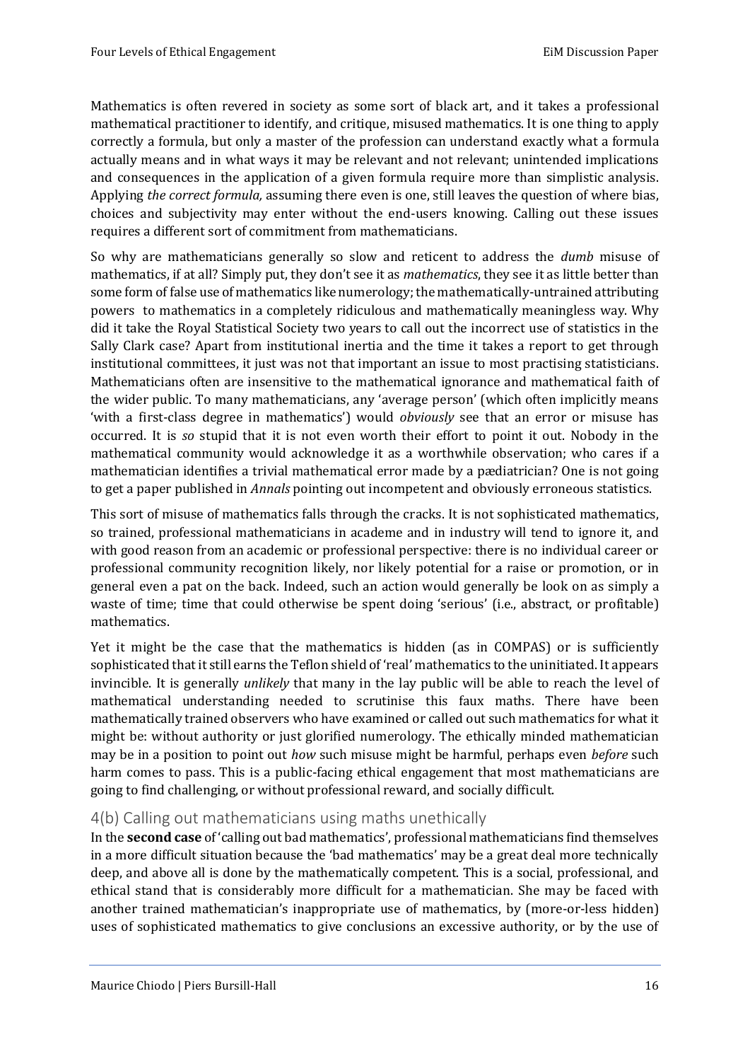Mathematics is often revered in society as some sort of black art, and it takes a professional mathematical practitioner to identify, and critique, misused mathematics. It is one thing to apply correctly a formula, but only a master of the profession can understand exactly what a formula actually means and in what ways it may be relevant and not relevant; unintended implications and consequences in the application of a given formula require more than simplistic analysis. Applying *the correct formula,* assuming there even is one, still leaves the question of where bias, choices and subjectivity may enter without the end-users knowing. Calling out these issues requires a different sort of commitment from mathematicians.

So why are mathematicians generally so slow and reticent to address the *dumb* misuse of mathematics, if at all? Simply put, they don't see it as *mathematics*, they see it as little better than some form of false use of mathematics like numerology; the mathematically-untrained attributing powers to mathematics in a completely ridiculous and mathematically meaningless way. Why did it take the Royal Statistical Society two years to call out the incorrect use of statistics in the Sally Clark case? Apart from institutional inertia and the time it takes a report to get through institutional committees, it just was not that important an issue to most practising statisticians. Mathematicians often are insensitive to the mathematical ignorance and mathematical faith of the wider public. To many mathematicians, any 'average person' (which often implicitly means 'with a first-class degree in mathematics') would *obviously* see that an error or misuse has occurred. It is *so* stupid that it is not even worth their effort to point it out. Nobody in the mathematical community would acknowledge it as a worthwhile observation; who cares if a mathematician identifies a trivial mathematical error made by a pædiatrician? One is not going to get a paper published in *Annals* pointing out incompetent and obviously erroneous statistics.

This sort of misuse of mathematics falls through the cracks. It is not sophisticated mathematics, so trained, professional mathematicians in academe and in industry will tend to ignore it, and with good reason from an academic or professional perspective: there is no individual career or professional community recognition likely, nor likely potential for a raise or promotion, or in general even a pat on the back. Indeed, such an action would generally be look on as simply a waste of time; time that could otherwise be spent doing 'serious' (i.e., abstract, or profitable) mathematics.

Yet it might be the case that the mathematics is hidden (as in COMPAS) or is sufficiently sophisticated that it still earns the Teflon shield of 'real' mathematics to the uninitiated. It appears invincible. It is generally *unlikely* that many in the lay public will be able to reach the level of mathematical understanding needed to scrutinise this faux maths. There have been mathematically trained observers who have examined or called out such mathematics for what it might be: without authority or just glorified numerology. The ethically minded mathematician may be in a position to point out *how* such misuse might be harmful, perhaps even *before* such harm comes to pass. This is a public-facing ethical engagement that most mathematicians are going to find challenging, or without professional reward, and socially difficult.

### 4(b) Calling out mathematicians using maths unethically

In the **second case** of 'calling out bad mathematics', professional mathematicians find themselves in a more difficult situation because the 'bad mathematics' may be a great deal more technically deep, and above all is done by the mathematically competent. This is a social, professional, and ethical stand that is considerably more difficult for a mathematician. She may be faced with another trained mathematician's inappropriate use of mathematics, by (more-or-less hidden) uses of sophisticated mathematics to give conclusions an excessive authority, or by the use of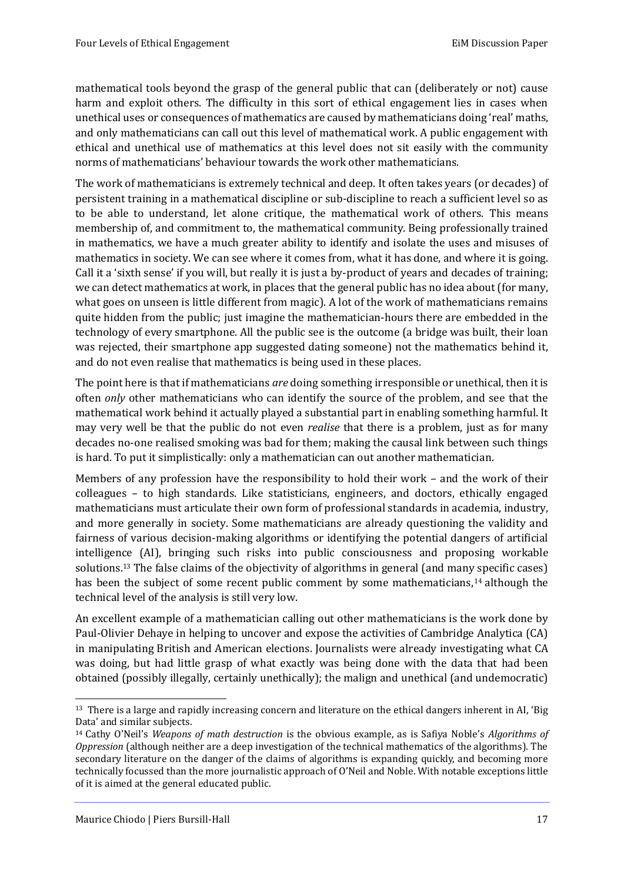mathematical tools beyond the grasp of the general public that can (deliberately or not) cause harm and exploit others. The difficulty in this sort of ethical engagement lies in cases when unethical uses or consequences of mathematics are caused by mathematicians doing 'real' maths, and only mathematicians can call out this level of mathematical work. A public engagement with ethical and unethical use of mathematics at this level does not sit easily with the community norms of mathematicians' behaviour towards the work other mathematicians.

The work of mathematicians is extremely technical and deep. It often takes years (or decades) of persistent training in a mathematical discipline or sub-discipline to reach a sufficient level so as to be able to understand, let alone critique, the mathematical work of others. This means membership of, and commitment to, the mathematical community. Being professionally trained in mathematics, we have a much greater ability to identify and isolate the uses and misuses of mathematics in society. We can see where it comes from, what it has done, and where it is going. Call it a 'sixth sense' if you will, but really it is just a by-product of years and decades of training; we can detect mathematics at work, in places that the general public has no idea about (for many, what goes on unseen is little different from magic). A lot of the work of mathematicians remains quite hidden from the public; just imagine the mathematician-hours there are embedded in the technology of every smartphone. All the public see is the outcome (a bridge was built, their loan was rejected, their smartphone app suggested dating someone) not the mathematics behind it, and do not even realise that mathematics is being used in these places.

The point here is that if mathematicians *are* doing something irresponsible or unethical, then it is often *only* other mathematicians who can identify the source of the problem, and see that the mathematical work behind it actually played a substantial part in enabling something harmful. It may very well be that the public do not even *realise* that there is a problem, just as for many decades no-one realised smoking was bad for them; making the causal link between such things is hard. To put it simplistically: only a mathematician can out another mathematician.

Members of any profession have the responsibility to hold their work – and the work of their colleagues – to high standards. Like statisticians, engineers, and doctors, ethically engaged mathematicians must articulate their own form of professional standards in academia, industry, and more generally in society. Some mathematicians are already questioning the validity and fairness of various decision-making algorithms or identifying the potential dangers of artificial intelligence (AI), bringing such risks into public consciousness and proposing workable solutions.[13] The false claims of the objectivity of algorithms in general (and many specific cases) has been the subject of some recent public comment by some mathematicians,[14] although the technical level of the analysis is still very low.

An excellent example of a mathematician calling out other mathematicians is the work done by Paul-Olivier Dehaye in helping to uncover and expose the activities of Cambridge Analytica (CA) in manipulating British and American elections. Journalists were already investigating what CA was doing, but had little grasp of what exactly was being done with the data that had been obtained (possibly illegally, certainly unethically); the malign and unethical (and undemocratic)

[13] There is a large and rapidly increasing concern and literature on the ethical dangers inherent in AI, 'Big Data' and similar subjects.

[14] Cathy O'Neil's *Weapons of math destruction* is the obvious example, as is Safiya Noble's *Algorithms of Oppression* (although neither are a deep investigation of the technical mathematics of the algorithms). The secondary literature on the danger of the claims of algorithms is expanding quickly, and becoming more technically focussed than the more journalistic approach of O'Neil and Noble. With notable exceptions little of it is aimed at the general educated public.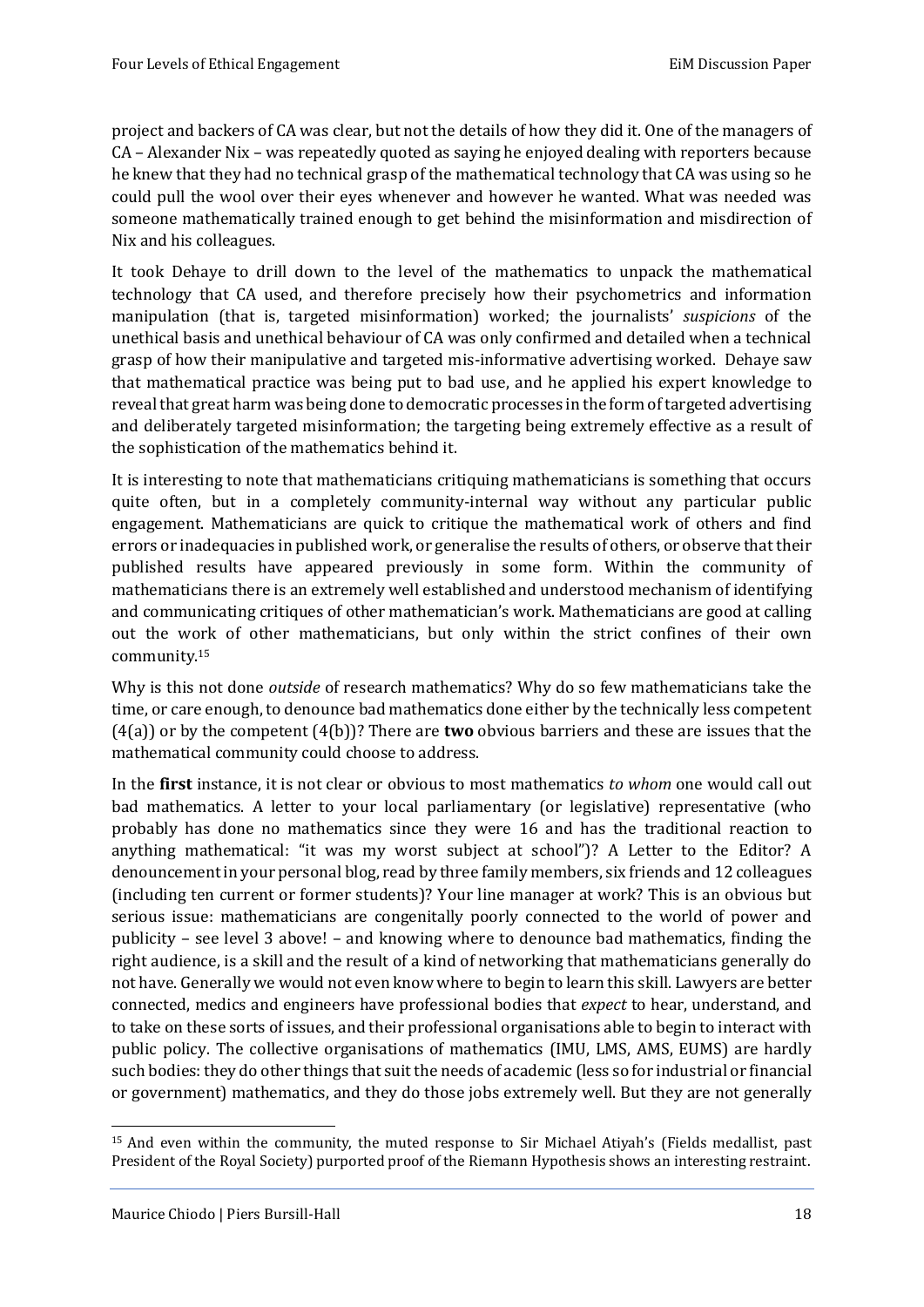project and backers of CA was clear, but not the details of how they did it. One of the managers of CA – Alexander Nix – was repeatedly quoted as saying he enjoyed dealing with reporters because he knew that they had no technical grasp of the mathematical technology that CA was using so he could pull the wool over their eyes whenever and however he wanted. What was needed was someone mathematically trained enough to get behind the misinformation and misdirection of Nix and his colleagues.

It took Dehaye to drill down to the level of the mathematics to unpack the mathematical technology that CA used, and therefore precisely how their psychometrics and information manipulation (that is, targeted misinformation) worked; the journalists' *suspicions* of the unethical basis and unethical behaviour of CA was only confirmed and detailed when a technical grasp of how their manipulative and targeted mis-informative advertising worked. Dehaye saw that mathematical practice was being put to bad use, and he applied his expert knowledge to reveal that great harm was being done to democratic processes in the form of targeted advertising and deliberately targeted misinformation; the targeting being extremely effective as a result of the sophistication of the mathematics behind it.

It is interesting to note that mathematicians critiquing mathematicians is something that occurs quite often, but in a completely community-internal way without any particular public engagement. Mathematicians are quick to critique the mathematical work of others and find errors or inadequacies in published work, or generalise the results of others, or observe that their published results have appeared previously in some form. Within the community of mathematicians there is an extremely well established and understood mechanism of identifying and communicating critiques of other mathematician's work. Mathematicians are good at calling out the work of other mathematicians, but only within the strict confines of their own community.[15]

Why is this not done *outside* of research mathematics? Why do so few mathematicians take the time, or care enough, to denounce bad mathematics done either by the technically less competent (4(a)) or by the competent (4(b))? There are **two** obvious barriers and these are issues that the mathematical community could choose to address.

In the **first** instance, it is not clear or obvious to most mathematics *to whom* one would call out bad mathematics. A letter to your local parliamentary (or legislative) representative (who probably has done no mathematics since they were 16 and has the traditional reaction to anything mathematical: "it was my worst subject at school")? A Letter to the Editor? A denouncement in your personal blog, read by three family members, six friends and 12 colleagues (including ten current or former students)? Your line manager at work? This is an obvious but serious issue: mathematicians are congenitally poorly connected to the world of power and publicity – see level 3 above! – and knowing where to denounce bad mathematics, finding the right audience, is a skill and the result of a kind of networking that mathematicians generally do not have. Generally we would not even know where to begin to learn this skill. Lawyers are better connected, medics and engineers have professional bodies that *expect* to hear, understand, and to take on these sorts of issues, and their professional organisations able to begin to interact with public policy. The collective organisations of mathematics (IMU, LMS, AMS, EUMS) are hardly such bodies: they do other things that suit the needs of academic (less so for industrial or financial or government) mathematics, and they do those jobs extremely well. But they are not generally

[15] And even within the community, the muted response to Sir Michael Atiyah's (Fields medallist, past President of the Royal Society) purported proof of the Riemann Hypothesis shows an interesting restraint.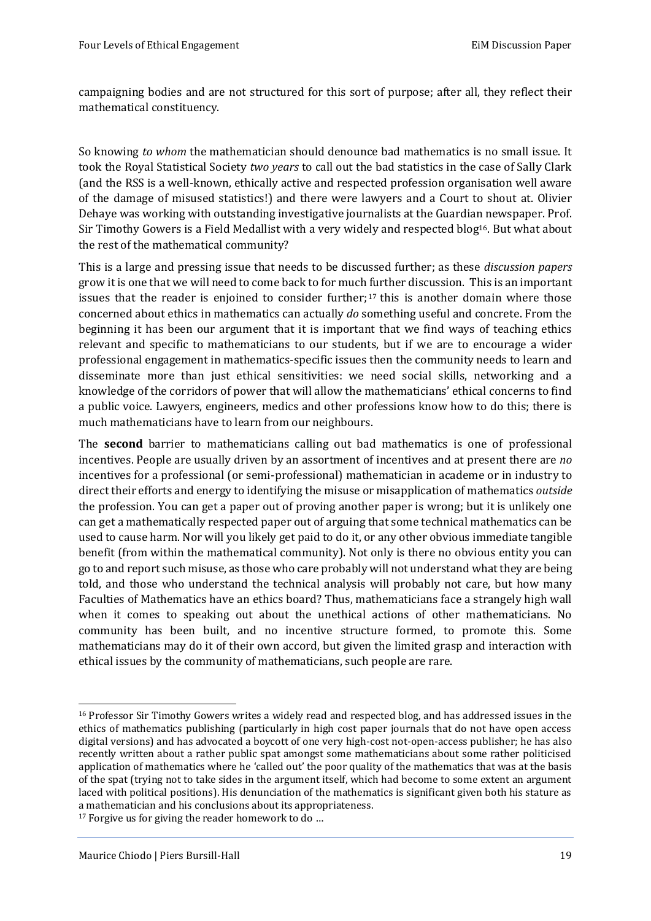campaigning bodies and are not structured for this sort of purpose; after all, they reflect their mathematical constituency.

So knowing *to whom* the mathematician should denounce bad mathematics is no small issue. It took the Royal Statistical Society *two years* to call out the bad statistics in the case of Sally Clark (and the RSS is a well-known, ethically active and respected profession organisation well aware of the damage of misused statistics!) and there were lawyers and a Court to shout at. Olivier Dehaye was working with outstanding investigative journalists at the Guardian newspaper. Prof. Sir Timothy Gowers is a Field Medallist with a very widely and respected blog[16]. But what about the rest of the mathematical community?

This is a large and pressing issue that needs to be discussed further; as these *discussion papers* grow it is one that we will need to come back to for much further discussion. This is an important issues that the reader is enjoined to consider further;[17] this is another domain where those concerned about ethics in mathematics can actually *do* something useful and concrete. From the beginning it has been our argument that it is important that we find ways of teaching ethics relevant and specific to mathematicians to our students, but if we are to encourage a wider professional engagement in mathematics-specific issues then the community needs to learn and disseminate more than just ethical sensitivities: we need social skills, networking and a knowledge of the corridors of power that will allow the mathematicians' ethical concerns to find a public voice. Lawyers, engineers, medics and other professions know how to do this; there is much mathematicians have to learn from our neighbours.

The **second** barrier to mathematicians calling out bad mathematics is one of professional incentives. People are usually driven by an assortment of incentives and at present there are *no* incentives for a professional (or semi-professional) mathematician in academe or in industry to direct their efforts and energy to identifying the misuse or misapplication of mathematics *outside* the profession. You can get a paper out of proving another paper is wrong; but it is unlikely one can get a mathematically respected paper out of arguing that some technical mathematics can be used to cause harm. Nor will you likely get paid to do it, or any other obvious immediate tangible benefit (from within the mathematical community). Not only is there no obvious entity you can go to and report such misuse, as those who care probably will not understand what they are being told, and those who understand the technical analysis will probably not care, but how many Faculties of Mathematics have an ethics board? Thus, mathematicians face a strangely high wall when it comes to speaking out about the unethical actions of other mathematicians. No community has been built, and no incentive structure formed, to promote this. Some mathematicians may do it of their own accord, but given the limited grasp and interaction with ethical issues by the community of mathematicians, such people are rare.

---

[16] Professor Sir Timothy Gowers writes a widely read and respected blog, and has addressed issues in the ethics of mathematics publishing (particularly in high cost paper journals that do not have open access digital versions) and has advocated a boycott of one very high-cost not-open-access publisher; he has also recently written about a rather public spat amongst some mathematicians about some rather politicised application of mathematics where he 'called out' the poor quality of the mathematics that was at the basis of the spat (trying not to take sides in the argument itself, which had become to some extent an argument laced with political positions). His denunciation of the mathematics is significant given both his stature as a mathematician and his conclusions about its appropriateness.

[17] Forgive us for giving the reader homework to do …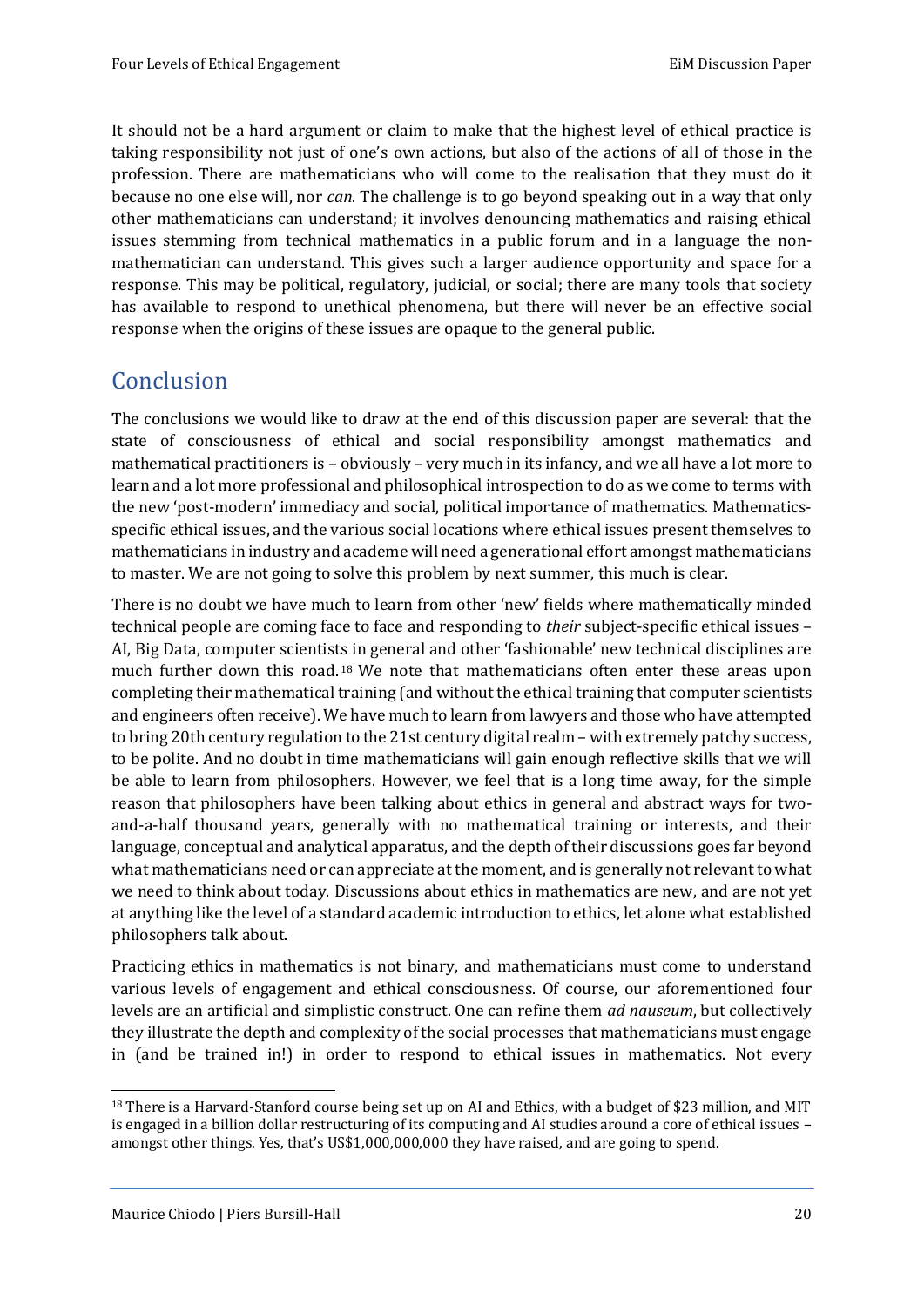It should not be a hard argument or claim to make that the highest level of ethical practice is taking responsibility not just of one's own actions, but also of the actions of all of those in the profession. There are mathematicians who will come to the realisation that they must do it because no one else will, nor *can*. The challenge is to go beyond speaking out in a way that only other mathematicians can understand; it involves denouncing mathematics and raising ethical issues stemming from technical mathematics in a public forum and in a language the non-mathematician can understand. This gives such a larger audience opportunity and space for a response. This may be political, regulatory, judicial, or social; there are many tools that society has available to respond to unethical phenomena, but there will never be an effective social response when the origins of these issues are opaque to the general public.

## Conclusion

The conclusions we would like to draw at the end of this discussion paper are several: that the state of consciousness of ethical and social responsibility amongst mathematics and mathematical practitioners is – obviously – very much in its infancy, and we all have a lot more to learn and a lot more professional and philosophical introspection to do as we come to terms with the new 'post-modern' immediacy and social, political importance of mathematics. Mathematics-specific ethical issues, and the various social locations where ethical issues present themselves to mathematicians in industry and academe will need a generational effort amongst mathematicians to master. We are not going to solve this problem by next summer, this much is clear.

There is no doubt we have much to learn from other 'new' fields where mathematically minded technical people are coming face to face and responding to *their* subject-specific ethical issues – AI, Big Data, computer scientists in general and other 'fashionable' new technical disciplines are much further down this road.[18] We note that mathematicians often enter these areas upon completing their mathematical training (and without the ethical training that computer scientists and engineers often receive). We have much to learn from lawyers and those who have attempted to bring 20th century regulation to the 21st century digital realm – with extremely patchy success, to be polite. And no doubt in time mathematicians will gain enough reflective skills that we will be able to learn from philosophers. However, we feel that is a long time away, for the simple reason that philosophers have been talking about ethics in general and abstract ways for two-and-a-half thousand years, generally with no mathematical training or interests, and their language, conceptual and analytical apparatus, and the depth of their discussions goes far beyond what mathematicians need or can appreciate at the moment, and is generally not relevant to what we need to think about today. Discussions about ethics in mathematics are new, and are not yet at anything like the level of a standard academic introduction to ethics, let alone what established philosophers talk about.

Practicing ethics in mathematics is not binary, and mathematicians must come to understand various levels of engagement and ethical consciousness. Of course, our aforementioned four levels are an artificial and simplistic construct. One can refine them *ad nauseum*, but collectively they illustrate the depth and complexity of the social processes that mathematicians must engage in (and be trained in!) in order to respond to ethical issues in mathematics. Not every

---

[18] There is a Harvard-Stanford course being set up on AI and Ethics, with a budget of $23 million, and MIT is engaged in a billion dollar restructuring of its computing and AI studies around a core of ethical issues – amongst other things. Yes, that's US$1,000,000,000 they have raised, and are going to spend.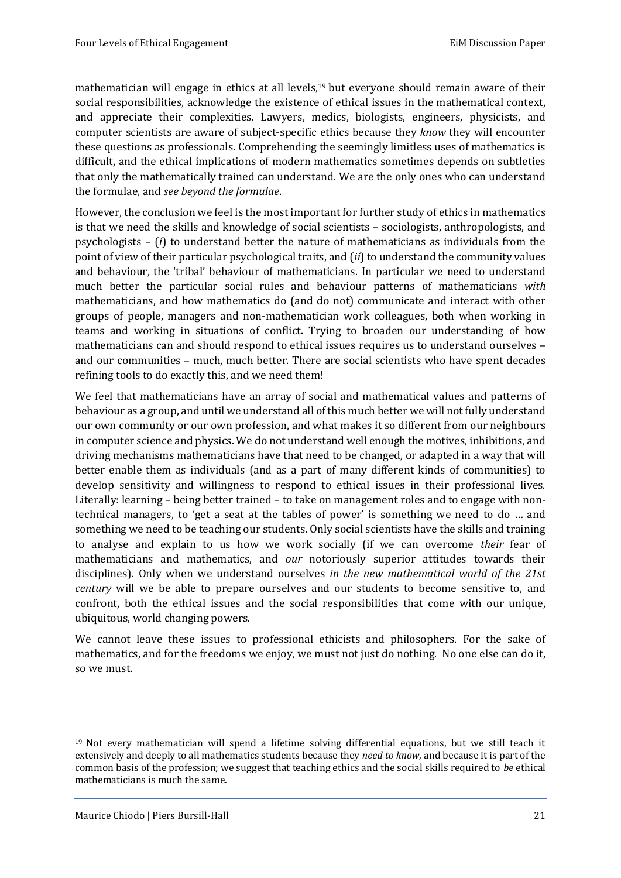mathematician will engage in ethics at all levels,[19] but everyone should remain aware of their social responsibilities, acknowledge the existence of ethical issues in the mathematical context, and appreciate their complexities. Lawyers, medics, biologists, engineers, physicists, and computer scientists are aware of subject-specific ethics because they *know* they will encounter these questions as professionals. Comprehending the seemingly limitless uses of mathematics is difficult, and the ethical implications of modern mathematics sometimes depends on subtleties that only the mathematically trained can understand. We are the only ones who can understand the formulae, and *see beyond the formulae*.

However, the conclusion we feel is the most important for further study of ethics in mathematics is that we need the skills and knowledge of social scientists – sociologists, anthropologists, and psychologists – (*i*) to understand better the nature of mathematicians as individuals from the point of view of their particular psychological traits, and (*ii*) to understand the community values and behaviour, the 'tribal' behaviour of mathematicians. In particular we need to understand much better the particular social rules and behaviour patterns of mathematicians *with* mathematicians, and how mathematics do (and do not) communicate and interact with other groups of people, managers and non-mathematician work colleagues, both when working in teams and working in situations of conflict. Trying to broaden our understanding of how mathematicians can and should respond to ethical issues requires us to understand ourselves – and our communities – much, much better. There are social scientists who have spent decades refining tools to do exactly this, and we need them!

We feel that mathematicians have an array of social and mathematical values and patterns of behaviour as a group, and until we understand all of this much better we will not fully understand our own community or our own profession, and what makes it so different from our neighbours in computer science and physics. We do not understand well enough the motives, inhibitions, and driving mechanisms mathematicians have that need to be changed, or adapted in a way that will better enable them as individuals (and as a part of many different kinds of communities) to develop sensitivity and willingness to respond to ethical issues in their professional lives. Literally: learning – being better trained – to take on management roles and to engage with non-technical managers, to 'get a seat at the tables of power' is something we need to do … and something we need to be teaching our students. Only social scientists have the skills and training to analyse and explain to us how we work socially (if we can overcome *their* fear of mathematicians and mathematics, and *our* notoriously superior attitudes towards their disciplines). Only when we understand ourselves *in the new mathematical world of the 21st century* will we be able to prepare ourselves and our students to become sensitive to, and confront, both the ethical issues and the social responsibilities that come with our unique, ubiquitous, world changing powers.

We cannot leave these issues to professional ethicists and philosophers. For the sake of mathematics, and for the freedoms we enjoy, we must not just do nothing. No one else can do it, so we must.

---

[19] Not every mathematician will spend a lifetime solving differential equations, but we still teach it extensively and deeply to all mathematics students because they *need to know*, and because it is part of the common basis of the profession; we suggest that teaching ethics and the social skills required to *be* ethical mathematicians is much the same.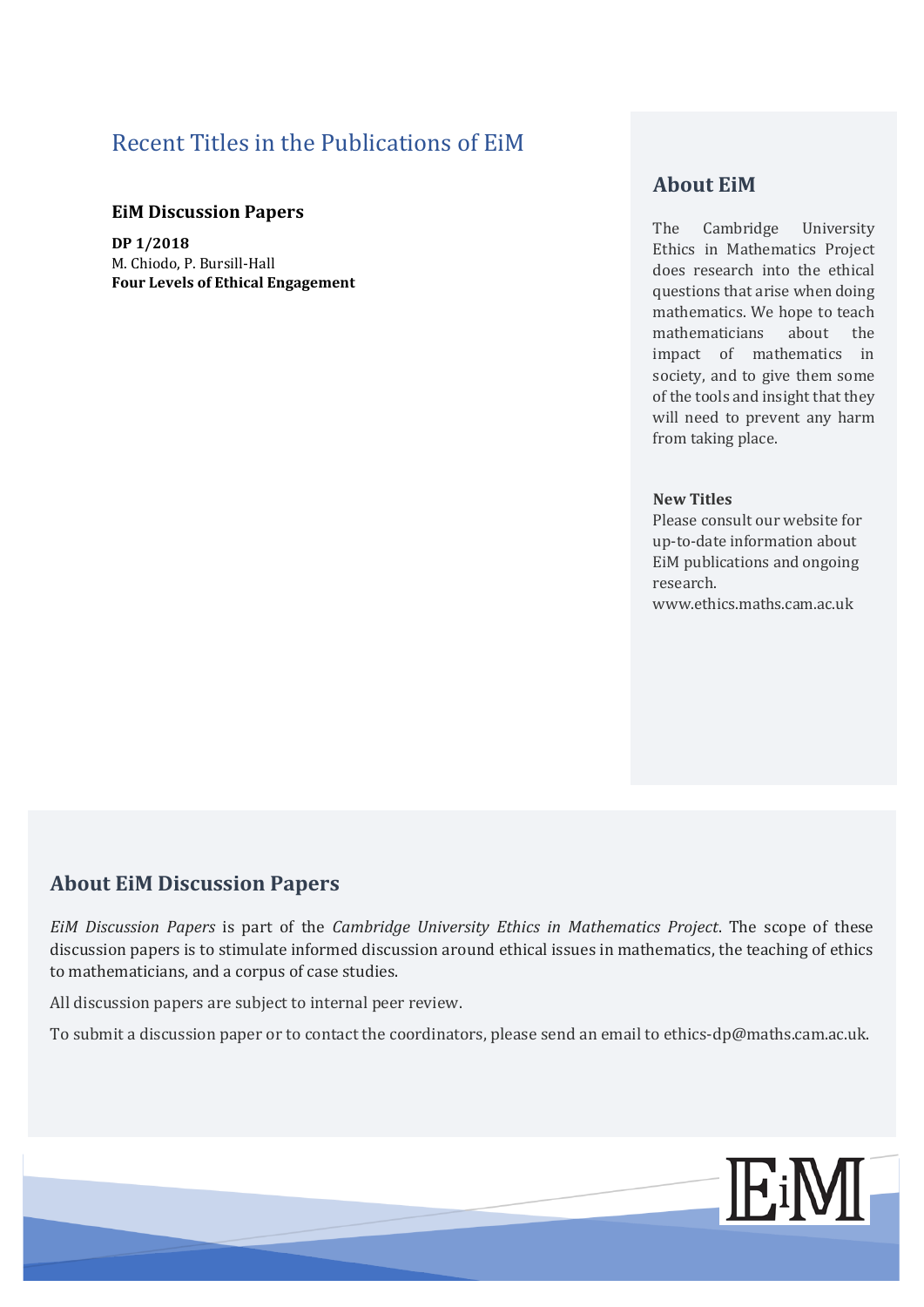# Recent Titles in the Publications of EiM

### EiM Discussion Papers

**DP 1/2018**
M. Chiodo, P. Bursill-Hall
**Four Levels of Ethical Engagement**

## About EiM

The Cambridge University Ethics in Mathematics Project does research into the ethical questions that arise when doing mathematics. We hope to teach mathematicians about the impact of mathematics in society, and to give them some of the tools and insight that they will need to prevent any harm from taking place.

**New Titles**
Please consult our website for up-to-date information about EiM publications and ongoing research.
www.ethics.maths.cam.ac.uk

## About EiM Discussion Papers

*EiM Discussion Papers* is part of the *Cambridge University Ethics in Mathematics Project*. The scope of these discussion papers is to stimulate informed discussion around ethical issues in mathematics, the teaching of ethics to mathematicians, and a corpus of case studies.

All discussion papers are subject to internal peer review.

To submit a discussion paper or to contact the coordinators, please send an email to ethics-dp@maths.cam.ac.uk.

EiM